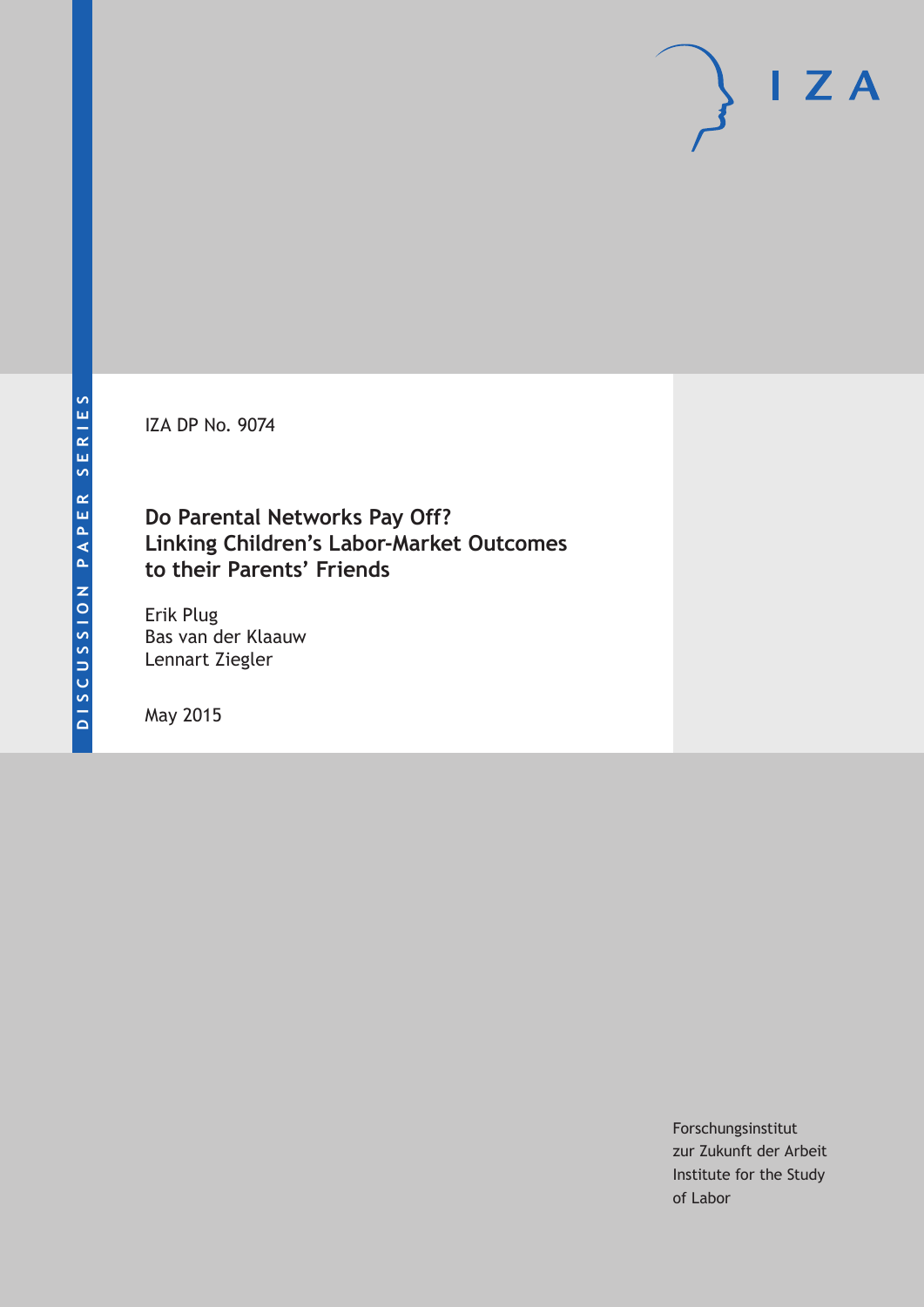DISCUSSION PAPER SERIES

IZA DP No. 9074

# Do Parental Networks Pay Off? Linking Children's Labor-Market Outcomes to their Parents' Friends

Erik Plug
Bas van der Klaauw
Lennart Ziegler

May 2015

Forschungsinstitut zur Zukunft der Arbeit
Institute for the Study of Labor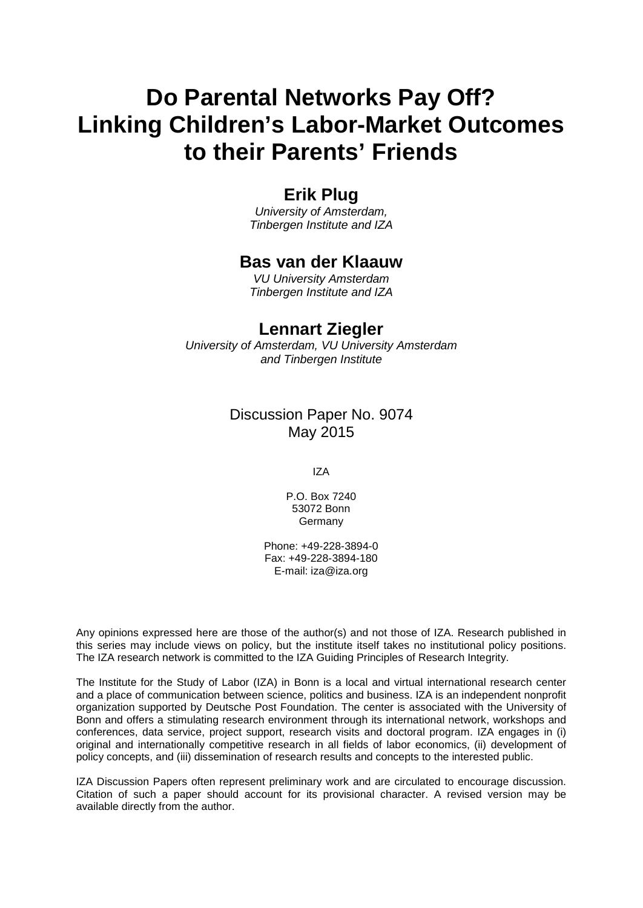# Do Parental Networks Pay Off? Linking Children's Labor-Market Outcomes to their Parents' Friends

**Erik Plug**

*University of Amsterdam, Tinbergen Institute and IZA*

**Bas van der Klaauw**

*VU University Amsterdam Tinbergen Institute and IZA*

**Lennart Ziegler**

*University of Amsterdam, VU University Amsterdam and Tinbergen Institute*

Discussion Paper No. 9074
May 2015

IZA

P.O. Box 7240
53072 Bonn
Germany

Phone: +49-228-3894-0
Fax: +49-228-3894-180
E-mail: iza@iza.org

Any opinions expressed here are those of the author(s) and not those of IZA. Research published in this series may include views on policy, but the institute itself takes no institutional policy positions. The IZA research network is committed to the IZA Guiding Principles of Research Integrity.

The Institute for the Study of Labor (IZA) in Bonn is a local and virtual international research center and a place of communication between science, politics and business. IZA is an independent nonprofit organization supported by Deutsche Post Foundation. The center is associated with the University of Bonn and offers a stimulating research environment through its international network, workshops and conferences, data service, project support, research visits and doctoral program. IZA engages in (i) original and internationally competitive research in all fields of labor economics, (ii) development of policy concepts, and (iii) dissemination of research results and concepts to the interested public.

IZA Discussion Papers often represent preliminary work and are circulated to encourage discussion. Citation of such a paper should account for its provisional character. A revised version may be available directly from the author.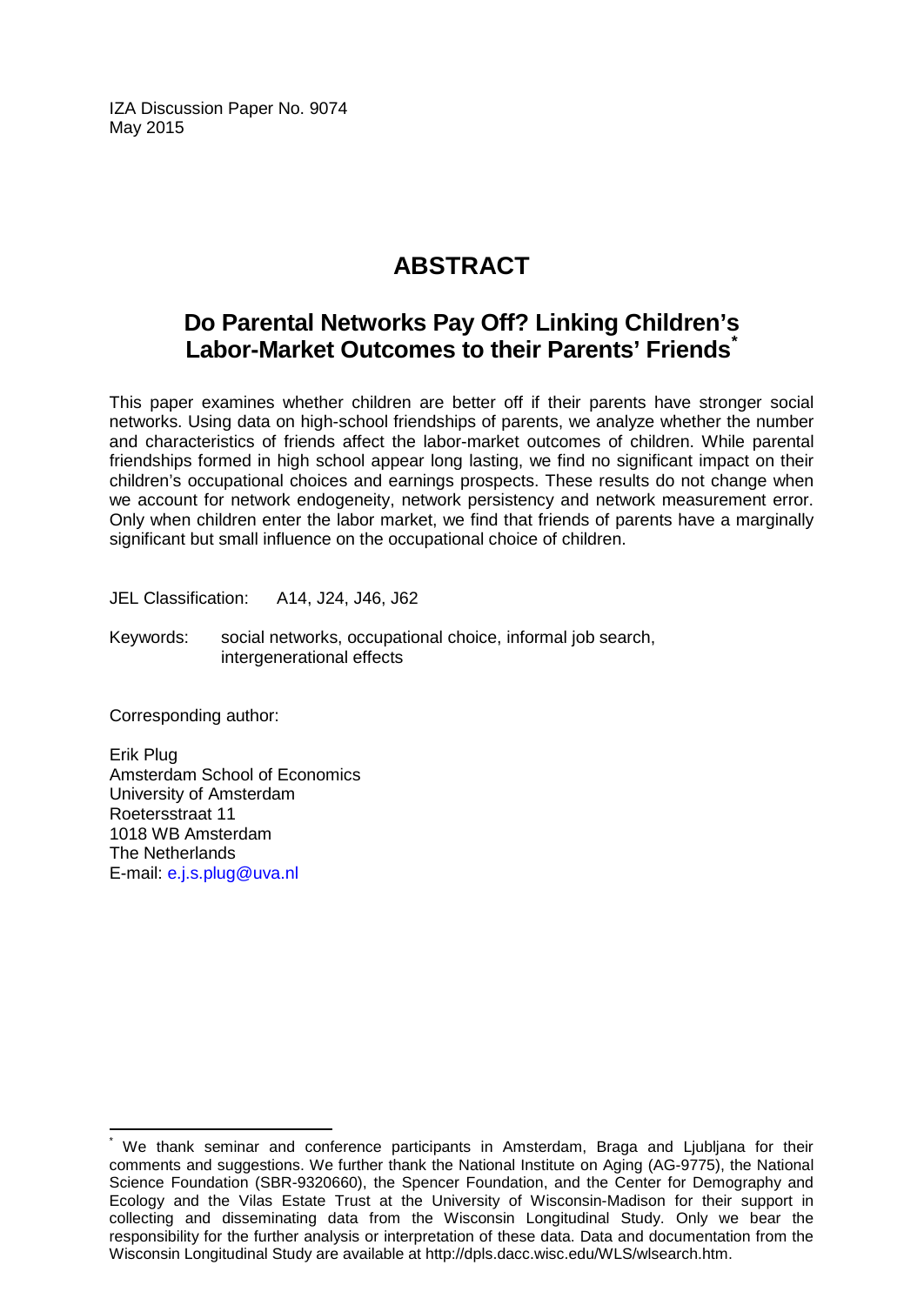IZA Discussion Paper No. 9074
May 2015

# ABSTRACT

## Do Parental Networks Pay Off? Linking Children's Labor-Market Outcomes to their Parents' Friends[*]

This paper examines whether children are better off if their parents have stronger social networks. Using data on high-school friendships of parents, we analyze whether the number and characteristics of friends affect the labor-market outcomes of children. While parental friendships formed in high school appear long lasting, we find no significant impact on their children's occupational choices and earnings prospects. These results do not change when we account for network endogeneity, network persistency and network measurement error. Only when children enter the labor market, we find that friends of parents have a marginally significant but small influence on the occupational choice of children.

JEL Classification: A14, J24, J46, J62

Keywords: social networks, occupational choice, informal job search, intergenerational effects

Corresponding author:

Erik Plug
Amsterdam School of Economics
University of Amsterdam
Roetersstraat 11
1018 WB Amsterdam
The Netherlands
E-mail: e.j.s.plug@uva.nl

[*] We thank seminar and conference participants in Amsterdam, Braga and Ljubljana for their comments and suggestions. We further thank the National Institute on Aging (AG-9775), the National Science Foundation (SBR-9320660), the Spencer Foundation, and the Center for Demography and Ecology and the Vilas Estate Trust at the University of Wisconsin-Madison for their support in collecting and disseminating data from the Wisconsin Longitudinal Study. Only we bear the responsibility for the further analysis or interpretation of these data. Data and documentation from the Wisconsin Longitudinal Study are available at http://dpls.dacc.wisc.edu/WLS/wlsearch.htm.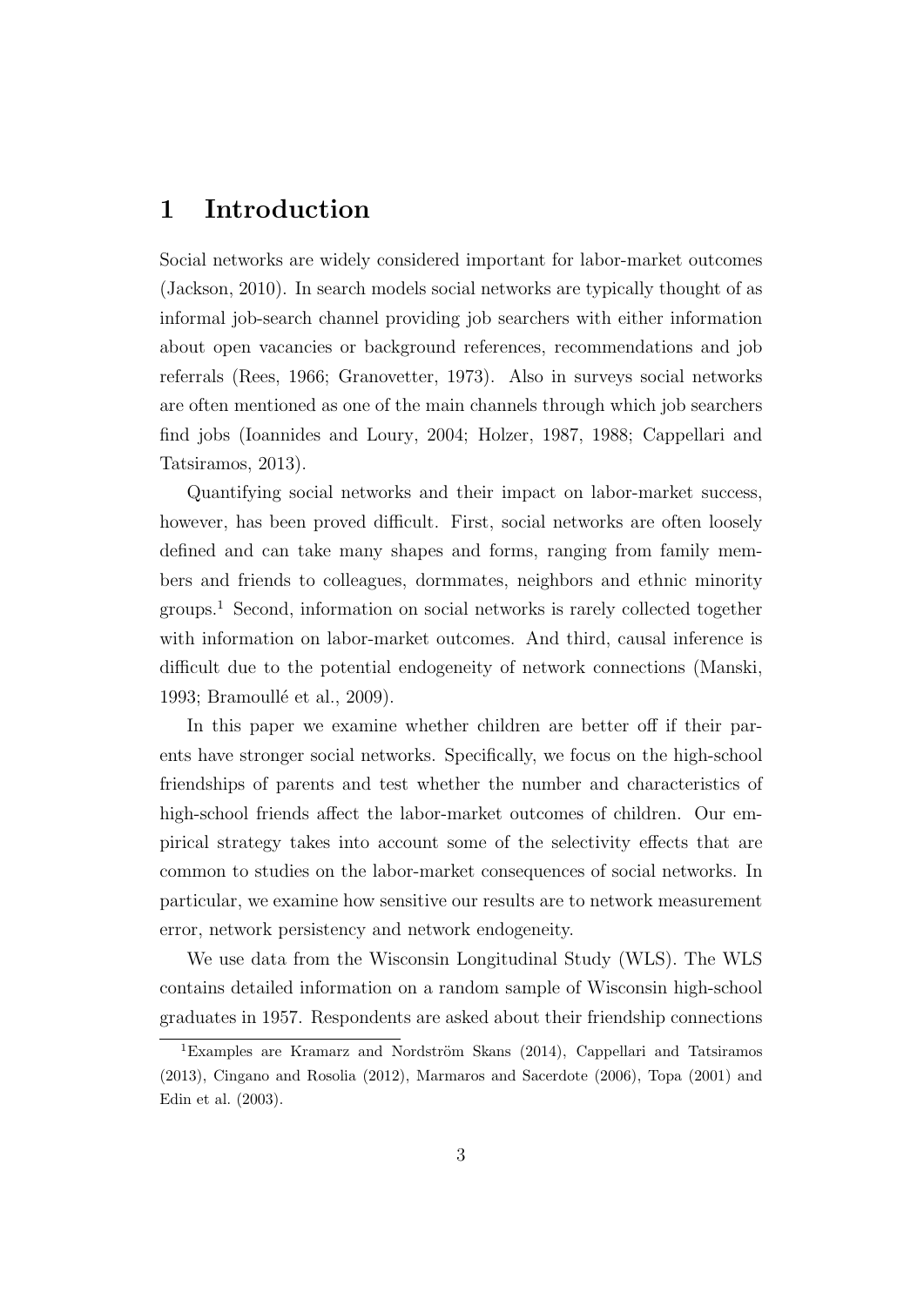# 1 Introduction

Social networks are widely considered important for labor-market outcomes (Jackson, 2010). In search models social networks are typically thought of as informal job-search channel providing job searchers with either information about open vacancies or background references, recommendations and job referrals (Rees, 1966; Granovetter, 1973). Also in surveys social networks are often mentioned as one of the main channels through which job searchers find jobs (Ioannides and Loury, 2004; Holzer, 1987, 1988; Cappellari and Tatsiramos, 2013).

Quantifying social networks and their impact on labor-market success, however, has been proved difficult. First, social networks are often loosely defined and can take many shapes and forms, ranging from family members and friends to colleagues, dormmates, neighbors and ethnic minority groups.[1] Second, information on social networks is rarely collected together with information on labor-market outcomes. And third, causal inference is difficult due to the potential endogeneity of network connections (Manski, 1993; Bramoullé et al., 2009).

In this paper we examine whether children are better off if their parents have stronger social networks. Specifically, we focus on the high-school friendships of parents and test whether the number and characteristics of high-school friends affect the labor-market outcomes of children. Our empirical strategy takes into account some of the selectivity effects that are common to studies on the labor-market consequences of social networks. In particular, we examine how sensitive our results are to network measurement error, network persistency and network endogeneity.

We use data from the Wisconsin Longitudinal Study (WLS). The WLS contains detailed information on a random sample of Wisconsin high-school graduates in 1957. Respondents are asked about their friendship connections

[1] Examples are Kramarz and Nordström Skans (2014), Cappellari and Tatsiramos (2013), Cingano and Rosolia (2012), Marmaros and Sacerdote (2006), Topa (2001) and Edin et al. (2003).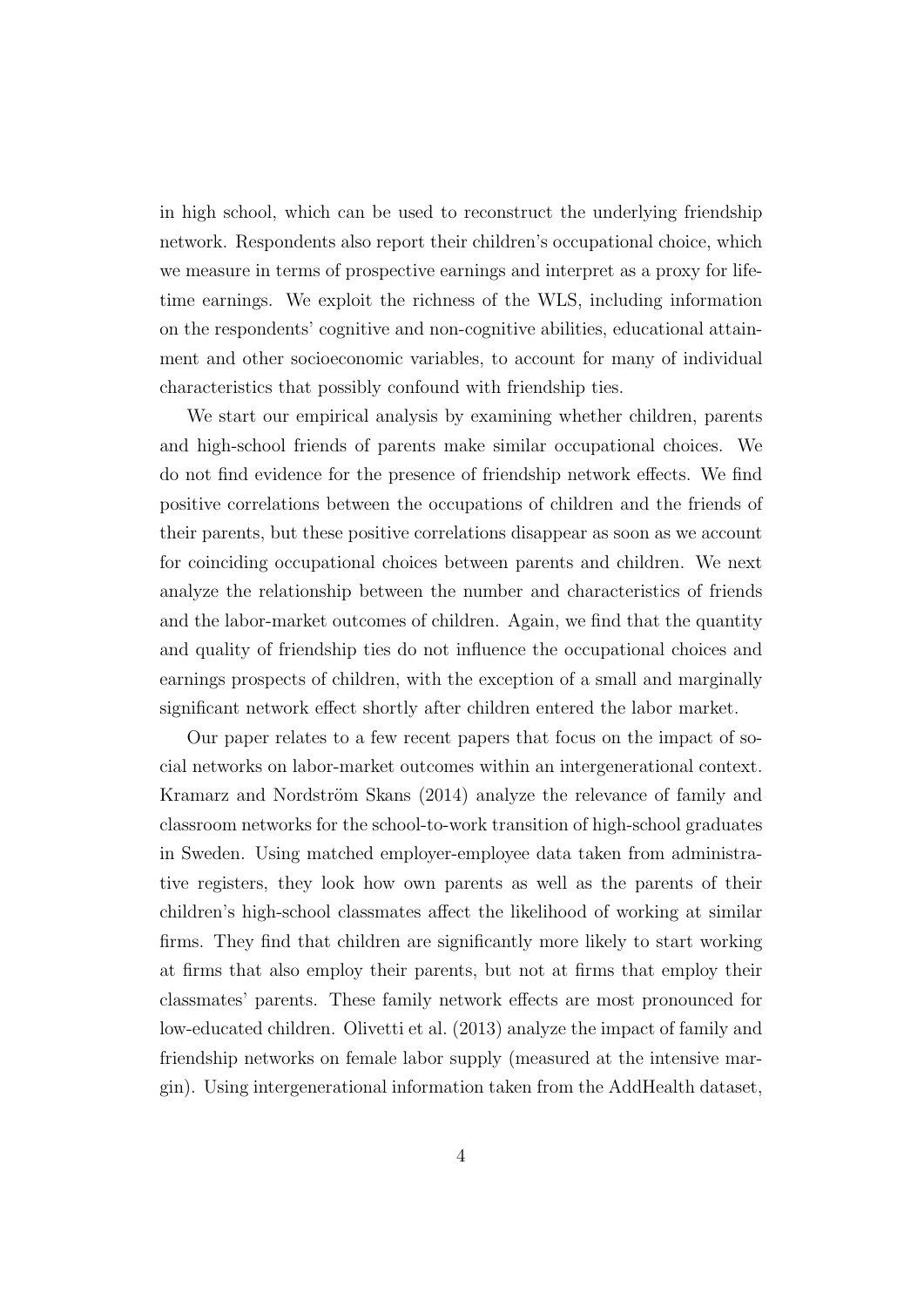in high school, which can be used to reconstruct the underlying friendship network. Respondents also report their children's occupational choice, which we measure in terms of prospective earnings and interpret as a proxy for lifetime earnings. We exploit the richness of the WLS, including information on the respondents' cognitive and non-cognitive abilities, educational attainment and other socioeconomic variables, to account for many of individual characteristics that possibly confound with friendship ties.

We start our empirical analysis by examining whether children, parents and high-school friends of parents make similar occupational choices. We do not find evidence for the presence of friendship network effects. We find positive correlations between the occupations of children and the friends of their parents, but these positive correlations disappear as soon as we account for coinciding occupational choices between parents and children. We next analyze the relationship between the number and characteristics of friends and the labor-market outcomes of children. Again, we find that the quantity and quality of friendship ties do not influence the occupational choices and earnings prospects of children, with the exception of a small and marginally significant network effect shortly after children entered the labor market.

Our paper relates to a few recent papers that focus on the impact of social networks on labor-market outcomes within an intergenerational context. Kramarz and Nordström Skans (2014) analyze the relevance of family and classroom networks for the school-to-work transition of high-school graduates in Sweden. Using matched employer-employee data taken from administrative registers, they look how own parents as well as the parents of their children's high-school classmates affect the likelihood of working at similar firms. They find that children are significantly more likely to start working at firms that also employ their parents, but not at firms that employ their classmates' parents. These family network effects are most pronounced for low-educated children. Olivetti et al. (2013) analyze the impact of family and friendship networks on female labor supply (measured at the intensive margin). Using intergenerational information taken from the AddHealth dataset,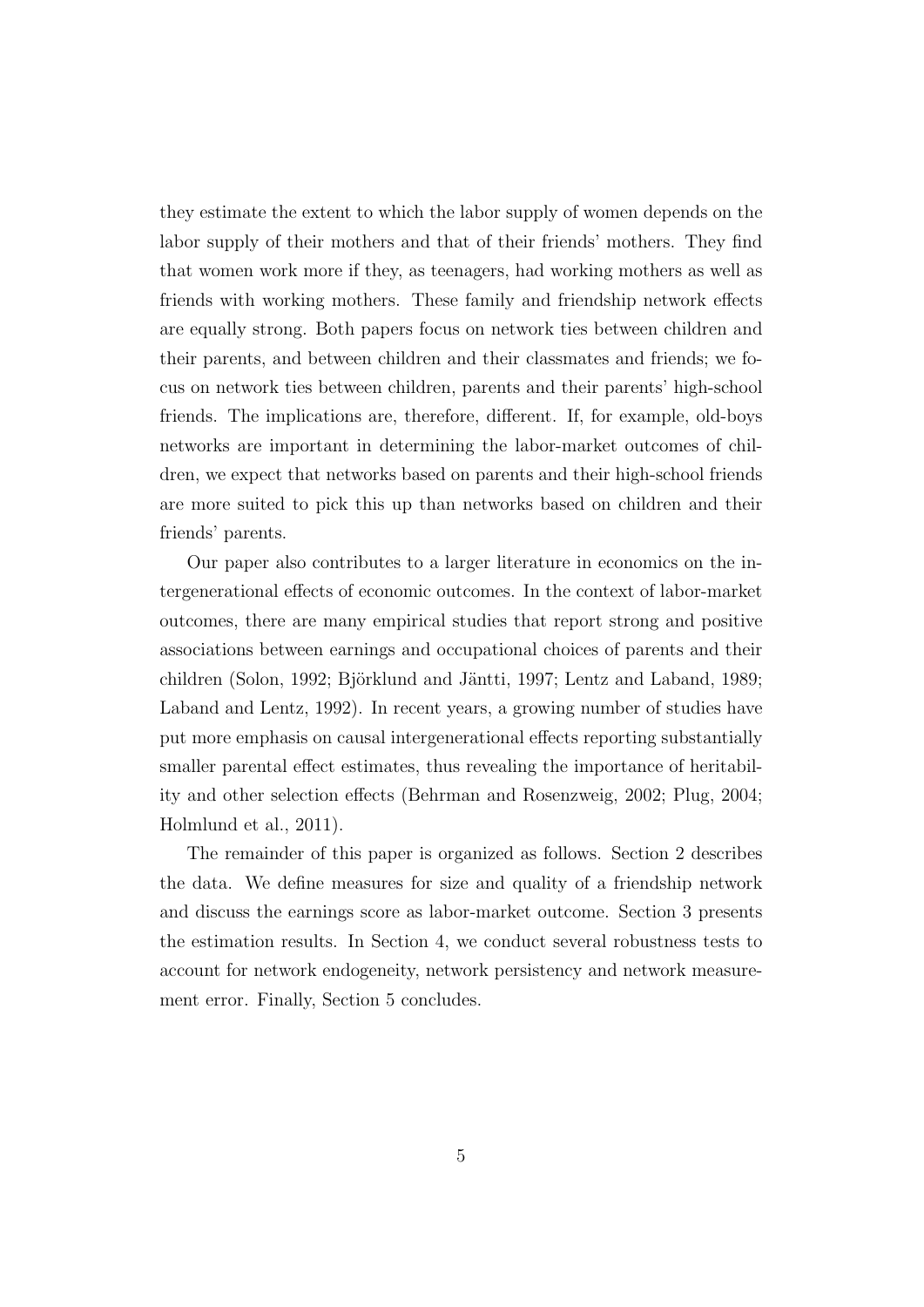they estimate the extent to which the labor supply of women depends on the labor supply of their mothers and that of their friends' mothers. They find that women work more if they, as teenagers, had working mothers as well as friends with working mothers. These family and friendship network effects are equally strong. Both papers focus on network ties between children and their parents, and between children and their classmates and friends; we focus on network ties between children, parents and their parents' high-school friends. The implications are, therefore, different. If, for example, old-boys networks are important in determining the labor-market outcomes of children, we expect that networks based on parents and their high-school friends are more suited to pick this up than networks based on children and their friends' parents.

Our paper also contributes to a larger literature in economics on the intergenerational effects of economic outcomes. In the context of labor-market outcomes, there are many empirical studies that report strong and positive associations between earnings and occupational choices of parents and their children (Solon, 1992; Björklund and Jäntti, 1997; Lentz and Laband, 1989; Laband and Lentz, 1992). In recent years, a growing number of studies have put more emphasis on causal intergenerational effects reporting substantially smaller parental effect estimates, thus revealing the importance of heritability and other selection effects (Behrman and Rosenzweig, 2002; Plug, 2004; Holmlund et al., 2011).

The remainder of this paper is organized as follows. Section 2 describes the data. We define measures for size and quality of a friendship network and discuss the earnings score as labor-market outcome. Section 3 presents the estimation results. In Section 4, we conduct several robustness tests to account for network endogeneity, network persistency and network measurement error. Finally, Section 5 concludes.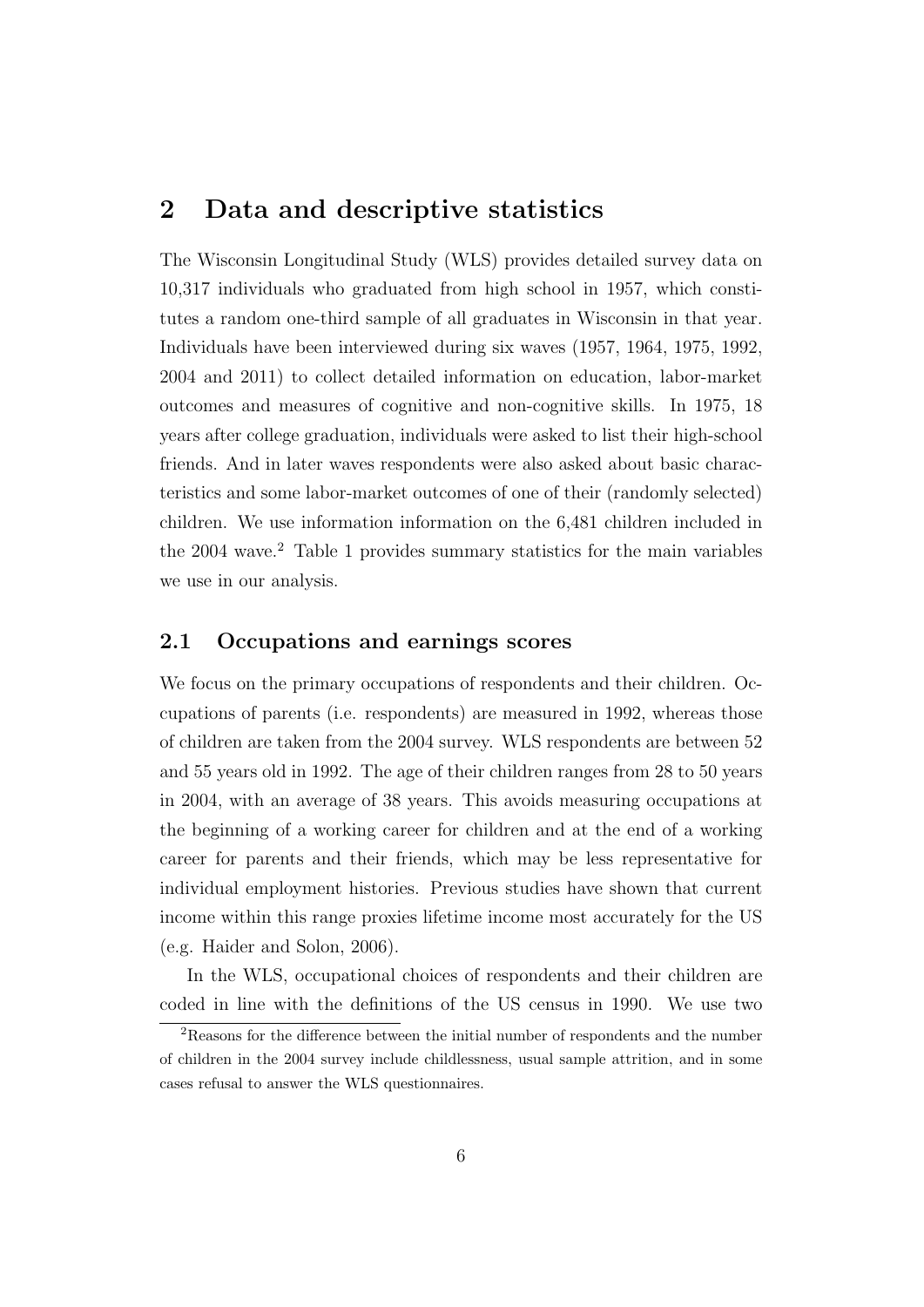## 2 Data and descriptive statistics

The Wisconsin Longitudinal Study (WLS) provides detailed survey data on 10,317 individuals who graduated from high school in 1957, which constitutes a random one-third sample of all graduates in Wisconsin in that year. Individuals have been interviewed during six waves (1957, 1964, 1975, 1992, 2004 and 2011) to collect detailed information on education, labor-market outcomes and measures of cognitive and non-cognitive skills. In 1975, 18 years after college graduation, individuals were asked to list their high-school friends. And in later waves respondents were also asked about basic characteristics and some labor-market outcomes of one of their (randomly selected) children. We use information information on the 6,481 children included in the 2004 wave.[2] Table 1 provides summary statistics for the main variables we use in our analysis.

### 2.1 Occupations and earnings scores

We focus on the primary occupations of respondents and their children. Occupations of parents (i.e. respondents) are measured in 1992, whereas those of children are taken from the 2004 survey. WLS respondents are between 52 and 55 years old in 1992. The age of their children ranges from 28 to 50 years in 2004, with an average of 38 years. This avoids measuring occupations at the beginning of a working career for children and at the end of a working career for parents and their friends, which may be less representative for individual employment histories. Previous studies have shown that current income within this range proxies lifetime income most accurately for the US (e.g. Haider and Solon, 2006).

In the WLS, occupational choices of respondents and their children are coded in line with the definitions of the US census in 1990. We use two

[2] Reasons for the difference between the initial number of respondents and the number of children in the 2004 survey include childlessness, usual sample attrition, and in some cases refusal to answer the WLS questionnaires.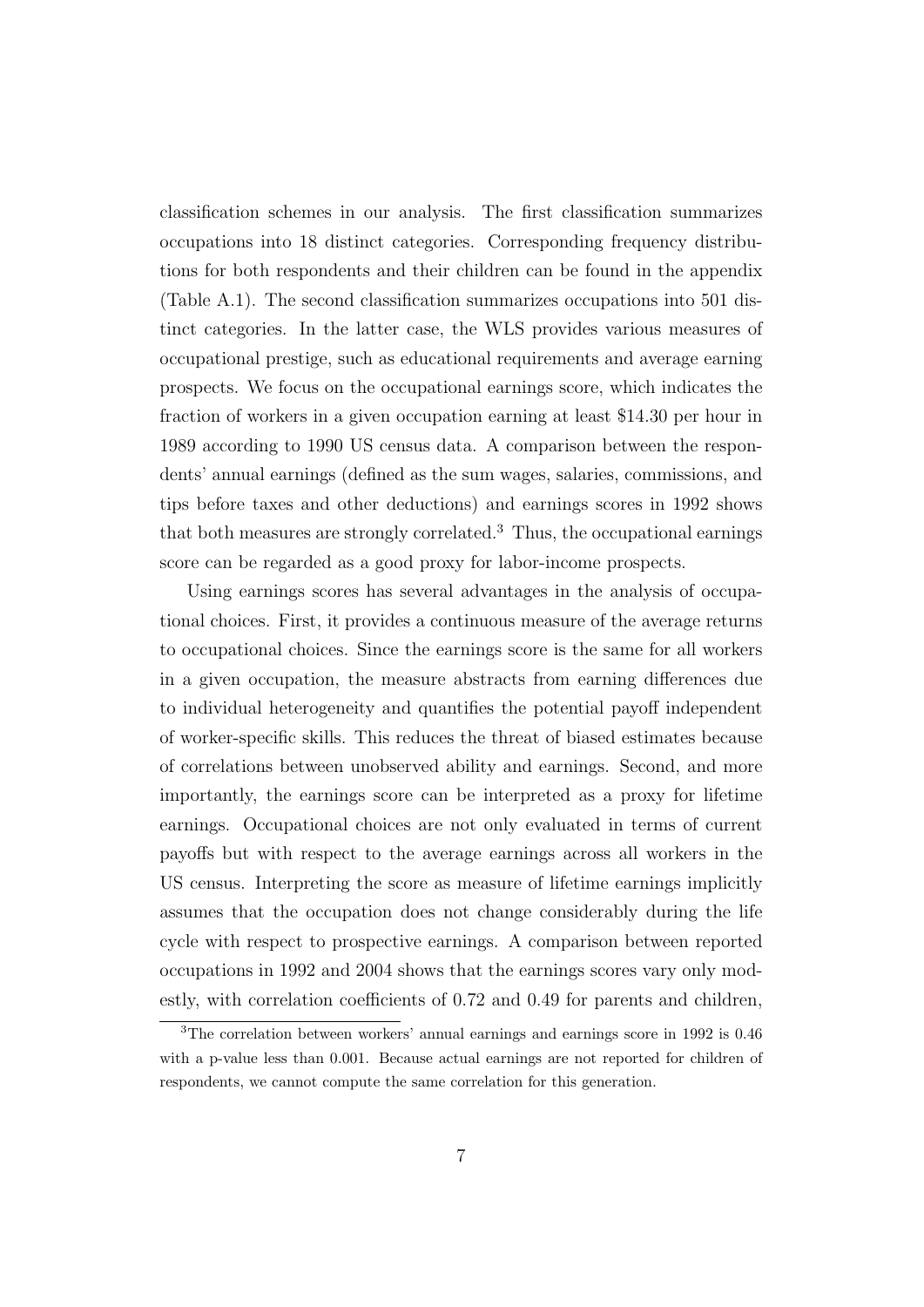classification schemes in our analysis. The first classification summarizes occupations into 18 distinct categories. Corresponding frequency distributions for both respondents and their children can be found in the appendix (Table A.1). The second classification summarizes occupations into 501 distinct categories. In the latter case, the WLS provides various measures of occupational prestige, such as educational requirements and average earning prospects. We focus on the occupational earnings score, which indicates the fraction of workers in a given occupation earning at least \$14.30 per hour in 1989 according to 1990 US census data. A comparison between the respondents' annual earnings (defined as the sum wages, salaries, commissions, and tips before taxes and other deductions) and earnings scores in 1992 shows that both measures are strongly correlated.[3] Thus, the occupational earnings score can be regarded as a good proxy for labor-income prospects.

Using earnings scores has several advantages in the analysis of occupational choices. First, it provides a continuous measure of the average returns to occupational choices. Since the earnings score is the same for all workers in a given occupation, the measure abstracts from earning differences due to individual heterogeneity and quantifies the potential payoff independent of worker-specific skills. This reduces the threat of biased estimates because of correlations between unobserved ability and earnings. Second, and more importantly, the earnings score can be interpreted as a proxy for lifetime earnings. Occupational choices are not only evaluated in terms of current payoffs but with respect to the average earnings across all workers in the US census. Interpreting the score as measure of lifetime earnings implicitly assumes that the occupation does not change considerably during the life cycle with respect to prospective earnings. A comparison between reported occupations in 1992 and 2004 shows that the earnings scores vary only modestly, with correlation coefficients of 0.72 and 0.49 for parents and children,

[3] The correlation between workers' annual earnings and earnings score in 1992 is 0.46 with a p-value less than 0.001. Because actual earnings are not reported for children of respondents, we cannot compute the same correlation for this generation.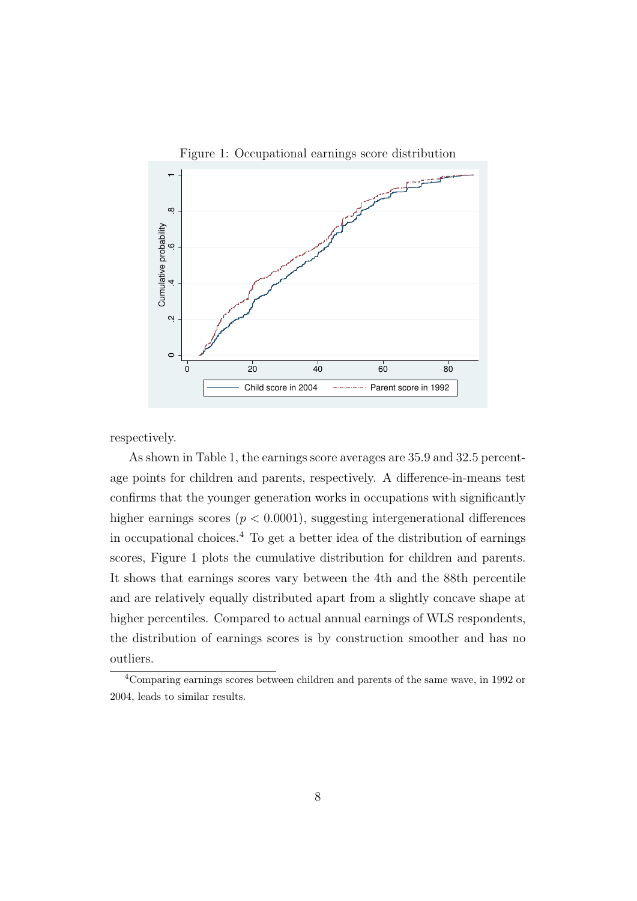Figure 1: Occupational earnings score distribution

respectively.

As shown in Table 1, the earnings score averages are 35.9 and 32.5 percentage points for children and parents, respectively. A difference-in-means test confirms that the younger generation works in occupations with significantly higher earnings scores ($p < 0.0001$), suggesting intergenerational differences in occupational choices.[4] To get a better idea of the distribution of earnings scores, Figure 1 plots the cumulative distribution for children and parents. It shows that earnings scores vary between the 4th and the 88th percentile and are relatively equally distributed apart from a slightly concave shape at higher percentiles. Compared to actual annual earnings of WLS respondents, the distribution of earnings scores is by construction smoother and has no outliers.

[4]Comparing earnings scores between children and parents of the same wave, in 1992 or 2004, leads to similar results.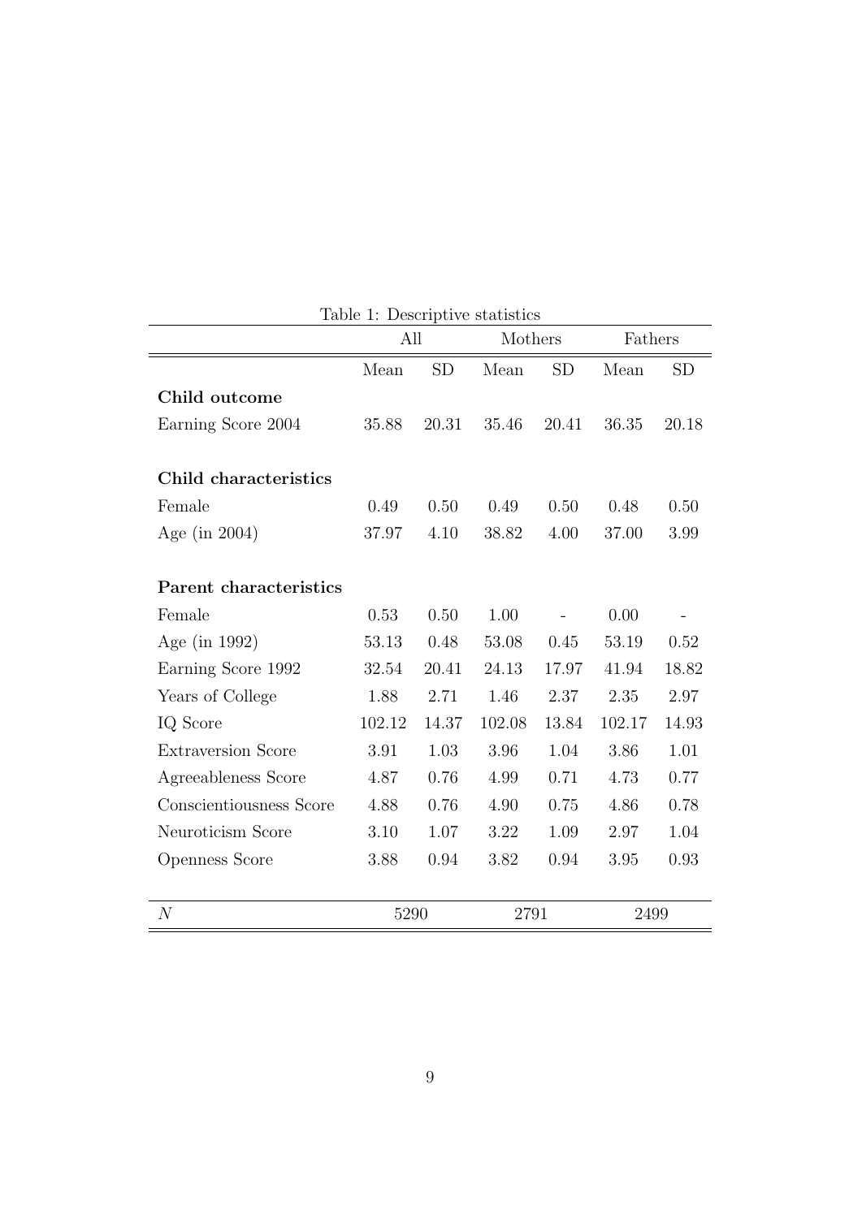Table 1: Descriptive statistics

| | All | | Mothers | | Fathers | |
|---|---|---|---|---|---|---|
| | Mean | SD | Mean | SD | Mean | SD |
| **Child outcome** | | | | | | |
| Earning Score 2004 | 35.88 | 20.31 | 35.46 | 20.41 | 36.35 | 20.18 |
| **Child characteristics** | | | | | | |
| Female | 0.49 | 0.50 | 0.49 | 0.50 | 0.48 | 0.50 |
| Age (in 2004) | 37.97 | 4.10 | 38.82 | 4.00 | 37.00 | 3.99 |
| **Parent characteristics** | | | | | | |
| Female | 0.53 | 0.50 | 1.00 | - | 0.00 | - |
| Age (in 1992) | 53.13 | 0.48 | 53.08 | 0.45 | 53.19 | 0.52 |
| Earning Score 1992 | 32.54 | 20.41 | 24.13 | 17.97 | 41.94 | 18.82 |
| Years of College | 1.88 | 2.71 | 1.46 | 2.37 | 2.35 | 2.97 |
| IQ Score | 102.12 | 14.37 | 102.08 | 13.84 | 102.17 | 14.93 |
| Extraversion Score | 3.91 | 1.03 | 3.96 | 1.04 | 3.86 | 1.01 |
| Agreeableness Score | 4.87 | 0.76 | 4.99 | 0.71 | 4.73 | 0.77 |
| Conscientiousness Score | 4.88 | 0.76 | 4.90 | 0.75 | 4.86 | 0.78 |
| Neuroticism Score | 3.10 | 1.07 | 3.22 | 1.09 | 2.97 | 1.04 |
| Openness Score | 3.88 | 0.94 | 3.82 | 0.94 | 3.95 | 0.93 |
| $N$ | 5290 | | 2791 | | 2499 | |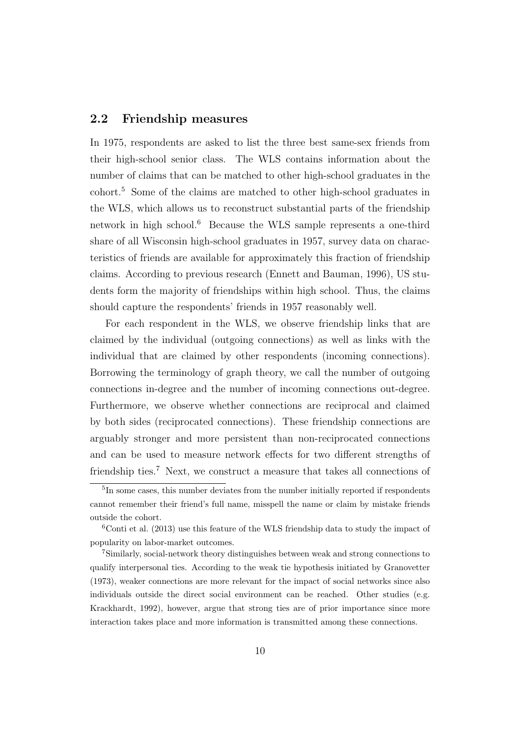## 2.2 Friendship measures

In 1975, respondents are asked to list the three best same-sex friends from their high-school senior class. The WLS contains information about the number of claims that can be matched to other high-school graduates in the cohort.[5] Some of the claims are matched to other high-school graduates in the WLS, which allows us to reconstruct substantial parts of the friendship network in high school.[6] Because the WLS sample represents a one-third share of all Wisconsin high-school graduates in 1957, survey data on characteristics of friends are available for approximately this fraction of friendship claims. According to previous research (Ennett and Bauman, 1996), US students form the majority of friendships within high school. Thus, the claims should capture the respondents' friends in 1957 reasonably well.

For each respondent in the WLS, we observe friendship links that are claimed by the individual (outgoing connections) as well as links with the individual that are claimed by other respondents (incoming connections). Borrowing the terminology of graph theory, we call the number of outgoing connections in-degree and the number of incoming connections out-degree. Furthermore, we observe whether connections are reciprocal and claimed by both sides (reciprocated connections). These friendship connections are arguably stronger and more persistent than non-reciprocated connections and can be used to measure network effects for two different strengths of friendship ties.[7] Next, we construct a measure that takes all connections of

[5] In some cases, this number deviates from the number initially reported if respondents cannot remember their friend's full name, misspell the name or claim by mistake friends outside the cohort.

[6] Conti et al. (2013) use this feature of the WLS friendship data to study the impact of popularity on labor-market outcomes.

[7] Similarly, social-network theory distinguishes between weak and strong connections to qualify interpersonal ties. According to the weak tie hypothesis initiated by Granovetter (1973), weaker connections are more relevant for the impact of social networks since also individuals outside the direct social environment can be reached. Other studies (e.g. Krackhardt, 1992), however, argue that strong ties are of prior importance since more interaction takes place and more information is transmitted among these connections.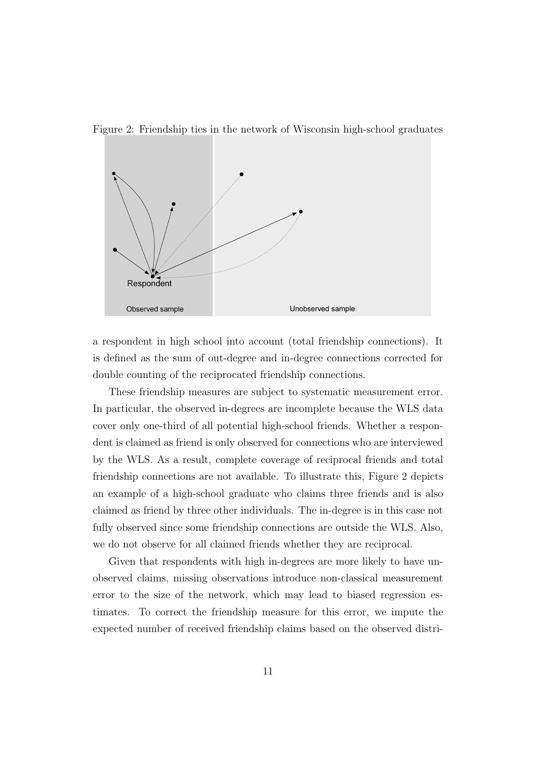Figure 2: Friendship ties in the network of Wisconsin high-school graduates

a respondent in high school into account (total friendship connections). It is defined as the sum of out-degree and in-degree connections corrected for double counting of the reciprocated friendship connections.

These friendship measures are subject to systematic measurement error. In particular, the observed in-degrees are incomplete because the WLS data cover only one-third of all potential high-school friends. Whether a respondent is claimed as friend is only observed for connections who are interviewed by the WLS. As a result, complete coverage of reciprocal friends and total friendship connections are not available. To illustrate this, Figure 2 depicts an example of a high-school graduate who claims three friends and is also claimed as friend by three other individuals. The in-degree is in this case not fully observed since some friendship connections are outside the WLS. Also, we do not observe for all claimed friends whether they are reciprocal.

Given that respondents with high in-degrees are more likely to have unobserved claims, missing observations introduce non-classical measurement error to the size of the network, which may lead to biased regression estimates. To correct the friendship measure for this error, we impute the expected number of received friendship claims based on the observed distri-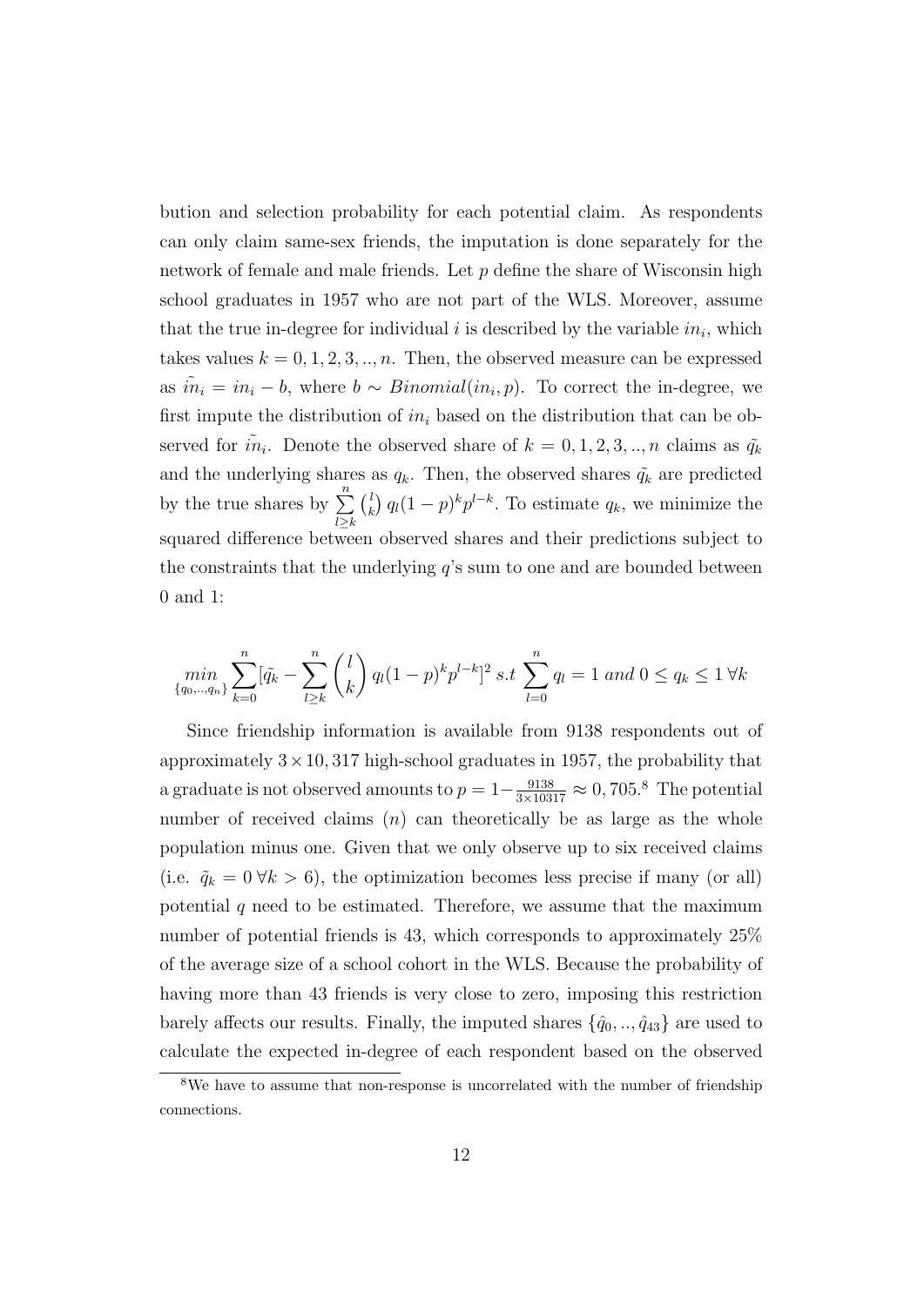bution and selection probability for each potential claim. As respondents can only claim same-sex friends, the imputation is done separately for the network of female and male friends. Let $p$ define the share of Wisconsin high school graduates in 1957 who are not part of the WLS. Moreover, assume that the true in-degree for individual $i$ is described by the variable $in_i$, which takes values $k = 0, 1, 2, 3, .., n$. Then, the observed measure can be expressed as $\tilde{in_i} = in_i - b$, where $b \sim Binomial(in_i, p)$. To correct the in-degree, we first impute the distribution of $in_i$ based on the distribution that can be observed for $\tilde{in_i}$. Denote the observed share of $k = 0, 1, 2, 3, .., n$ claims as $\tilde{q_k}$ and the underlying shares as $q_k$. Then, the observed shares $\tilde{q_k}$ are predicted by the true shares by $\sum_{l \geq k}^{n} \binom{l}{k} q_l (1-p)^k p^{l-k}$. To estimate $q_k$, we minimize the squared difference between observed shares and their predictions subject to the constraints that the underlying $q$'s sum to one and are bounded between 0 and 1:

$$\min_{\{q_0,..,q_n\}} \sum_{k=0}^{n} [\tilde{q_k} - \sum_{l \geq k}^{n} \binom{l}{k} q_l (1-p)^k p^{l-k}]^2 \; s.t \; \sum_{l=0}^{n} q_l = 1 \; and \; 0 \leq q_k \leq 1 \; \forall k$$

Since friendship information is available from 9138 respondents out of approximately $3 \times 10,317$ high-school graduates in 1957, the probability that a graduate is not observed amounts to $p = 1 - \frac{9138}{3 \times 10317} \approx 0,705$.[8] The potential number of received claims ($n$) can theoretically be as large as the whole population minus one. Given that we only observe up to six received claims (i.e. $\tilde{q}_k = 0 \; \forall k > 6$), the optimization becomes less precise if many (or all) potential $q$ need to be estimated. Therefore, we assume that the maximum number of potential friends is 43, which corresponds to approximately 25% of the average size of a school cohort in the WLS. Because the probability of having more than 43 friends is very close to zero, imposing this restriction barely affects our results. Finally, the imputed shares $\{\hat{q}_0, .., \hat{q}_{43}\}$ are used to calculate the expected in-degree of each respondent based on the observed

[8] We have to assume that non-response is uncorrelated with the number of friendship connections.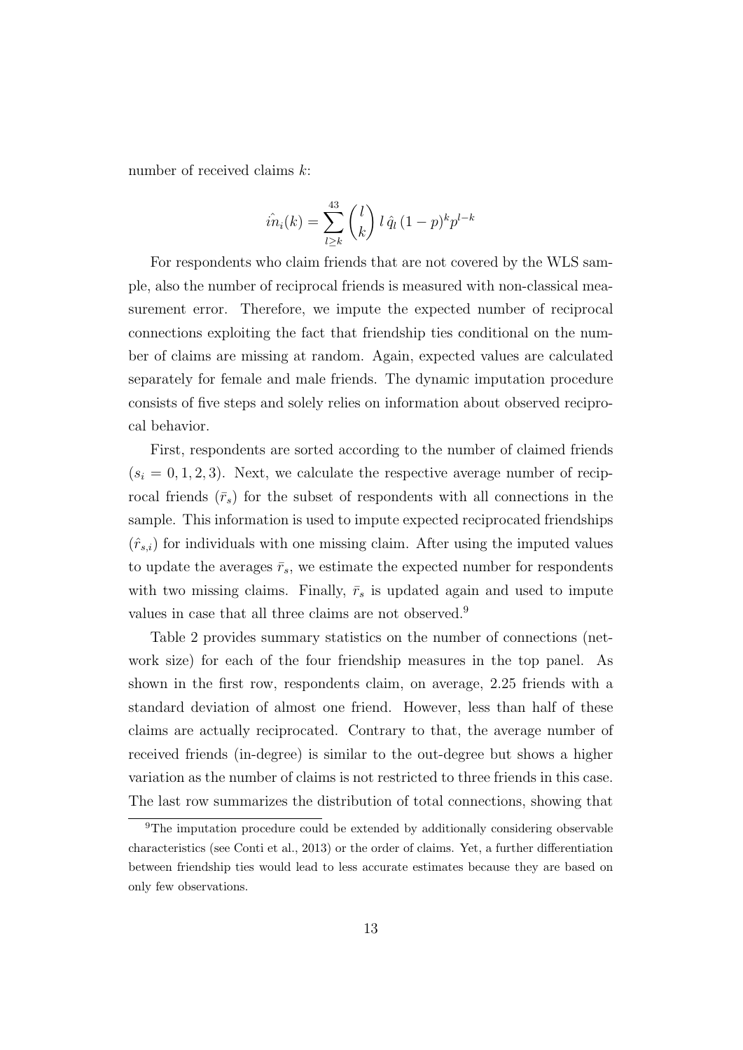number of received claims $k$:

$$\hat{in}_i(k) = \sum_{l \geq k}^{43} \binom{l}{k} \, l \, \hat{q}_l \, (1-p)^k p^{l-k}$$

For respondents who claim friends that are not covered by the WLS sample, also the number of reciprocal friends is measured with non-classical measurement error. Therefore, we impute the expected number of reciprocal connections exploiting the fact that friendship ties conditional on the number of claims are missing at random. Again, expected values are calculated separately for female and male friends. The dynamic imputation procedure consists of five steps and solely relies on information about observed reciprocal behavior.

First, respondents are sorted according to the number of claimed friends ($s_i = 0, 1, 2, 3$). Next, we calculate the respective average number of reciprocal friends ($\bar{r}_s$) for the subset of respondents with all connections in the sample. This information is used to impute expected reciprocated friendships ($\hat{r}_{s,i}$) for individuals with one missing claim. After using the imputed values to update the averages $\bar{r}_s$, we estimate the expected number for respondents with two missing claims. Finally, $\bar{r}_s$ is updated again and used to impute values in case that all three claims are not observed.[9]

Table 2 provides summary statistics on the number of connections (network size) for each of the four friendship measures in the top panel. As shown in the first row, respondents claim, on average, 2.25 friends with a standard deviation of almost one friend. However, less than half of these claims are actually reciprocated. Contrary to that, the average number of received friends (in-degree) is similar to the out-degree but shows a higher variation as the number of claims is not restricted to three friends in this case. The last row summarizes the distribution of total connections, showing that

[9] The imputation procedure could be extended by additionally considering observable characteristics (see Conti et al., 2013) or the order of claims. Yet, a further differentiation between friendship ties would lead to less accurate estimates because they are based on only few observations.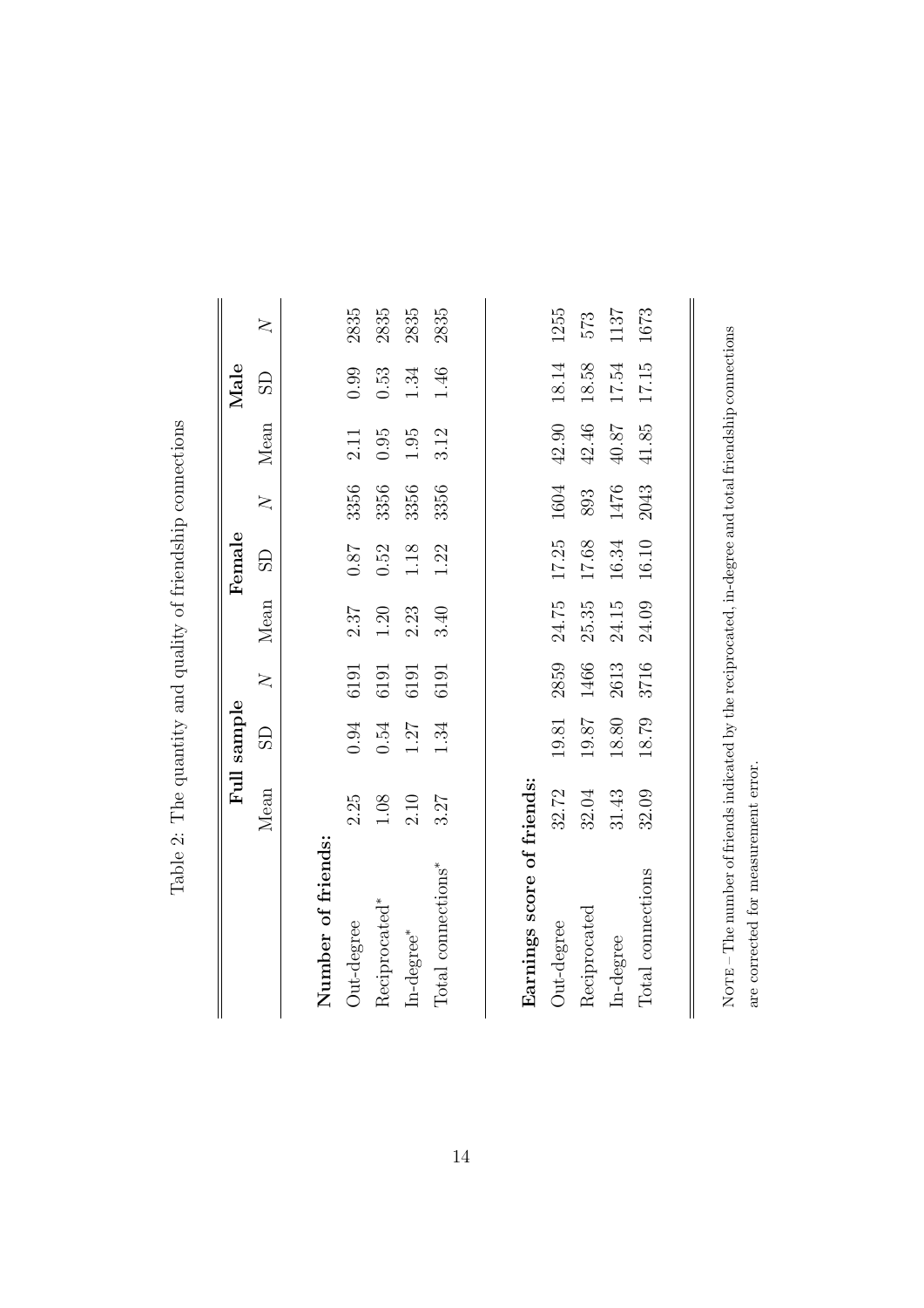Table 2: The quantity and quality of friendship connections

| | Full sample | | | Female | | | Male | | |
|---|---|---|---|---|---|---|---|---|---|
| | Mean | SD | *N* | Mean | SD | *N* | Mean | SD | *N* |
| **Number of friends:** | | | | | | | | | |
| Out-degree | 2.25 | 0.94 | 6191 | 2.37 | 0.87 | 3356 | 2.11 | 0.99 | 2835 |
| Reciprocated* | 1.08 | 0.54 | 6191 | 1.20 | 0.52 | 3356 | 0.95 | 0.53 | 2835 |
| In-degree* | 2.10 | 1.27 | 6191 | 2.23 | 1.18 | 3356 | 1.95 | 1.34 | 2835 |
| Total connections* | 3.27 | 1.34 | 6191 | 3.40 | 1.22 | 3356 | 3.12 | 1.46 | 2835 |
| **Earnings score of friends:** | | | | | | | | | |
| Out-degree | 32.72 | 19.81 | 2859 | 24.75 | 17.25 | 1604 | 42.90 | 18.14 | 1255 |
| Reciprocated | 32.04 | 19.87 | 1466 | 25.35 | 17.68 | 893 | 42.46 | 18.58 | 573 |
| In-degree | 31.43 | 18.80 | 2613 | 24.15 | 16.34 | 1476 | 40.87 | 17.54 | 1137 |
| Total connections | 32.09 | 18.79 | 3716 | 24.09 | 16.10 | 2043 | 41.85 | 17.15 | 1673 |

Note – The number of friends indicated by the reciprocated, in-degree and total friendship connections are corrected for measurement error.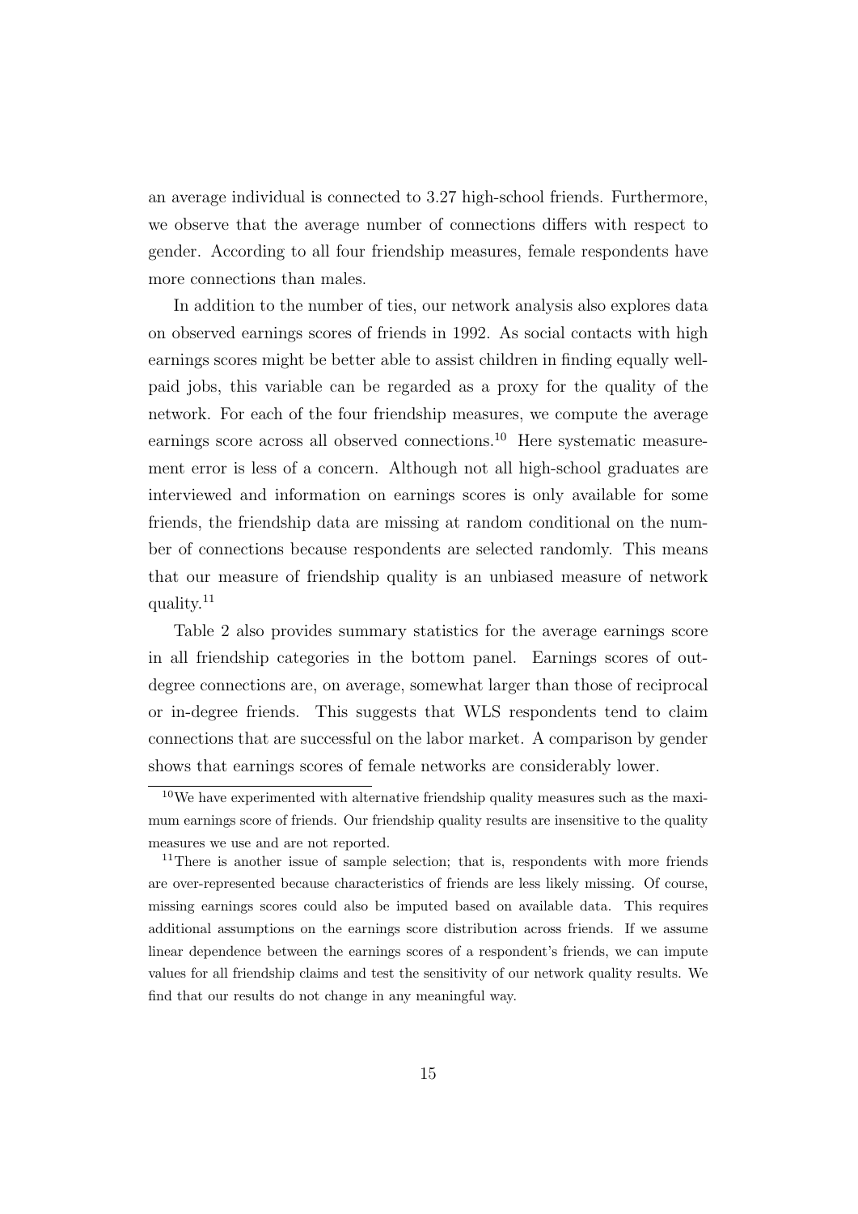an average individual is connected to 3.27 high-school friends. Furthermore, we observe that the average number of connections differs with respect to gender. According to all four friendship measures, female respondents have more connections than males.

In addition to the number of ties, our network analysis also explores data on observed earnings scores of friends in 1992. As social contacts with high earnings scores might be better able to assist children in finding equally well-paid jobs, this variable can be regarded as a proxy for the quality of the network. For each of the four friendship measures, we compute the average earnings score across all observed connections.[10] Here systematic measurement error is less of a concern. Although not all high-school graduates are interviewed and information on earnings scores is only available for some friends, the friendship data are missing at random conditional on the number of connections because respondents are selected randomly. This means that our measure of friendship quality is an unbiased measure of network quality.[11]

Table 2 also provides summary statistics for the average earnings score in all friendship categories in the bottom panel. Earnings scores of out-degree connections are, on average, somewhat larger than those of reciprocal or in-degree friends. This suggests that WLS respondents tend to claim connections that are successful on the labor market. A comparison by gender shows that earnings scores of female networks are considerably lower.

[10] We have experimented with alternative friendship quality measures such as the maximum earnings score of friends. Our friendship quality results are insensitive to the quality measures we use and are not reported.

[11] There is another issue of sample selection; that is, respondents with more friends are over-represented because characteristics of friends are less likely missing. Of course, missing earnings scores could also be imputed based on available data. This requires additional assumptions on the earnings score distribution across friends. If we assume linear dependence between the earnings scores of a respondent's friends, we can impute values for all friendship claims and test the sensitivity of our network quality results. We find that our results do not change in any meaningful way.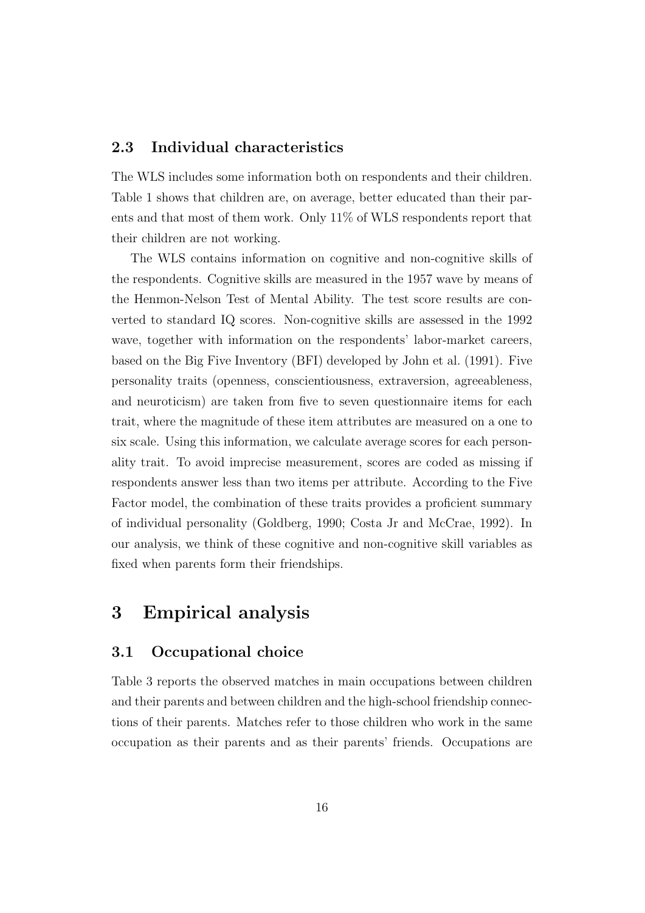### 2.3 Individual characteristics

The WLS includes some information both on respondents and their children. Table 1 shows that children are, on average, better educated than their parents and that most of them work. Only 11% of WLS respondents report that their children are not working.

The WLS contains information on cognitive and non-cognitive skills of the respondents. Cognitive skills are measured in the 1957 wave by means of the Henmon-Nelson Test of Mental Ability. The test score results are converted to standard IQ scores. Non-cognitive skills are assessed in the 1992 wave, together with information on the respondents' labor-market careers, based on the Big Five Inventory (BFI) developed by John et al. (1991). Five personality traits (openness, conscientiousness, extraversion, agreeableness, and neuroticism) are taken from five to seven questionnaire items for each trait, where the magnitude of these item attributes are measured on a one to six scale. Using this information, we calculate average scores for each personality trait. To avoid imprecise measurement, scores are coded as missing if respondents answer less than two items per attribute. According to the Five Factor model, the combination of these traits provides a proficient summary of individual personality (Goldberg, 1990; Costa Jr and McCrae, 1992). In our analysis, we think of these cognitive and non-cognitive skill variables as fixed when parents form their friendships.

# 3 Empirical analysis

### 3.1 Occupational choice

Table 3 reports the observed matches in main occupations between children and their parents and between children and the high-school friendship connections of their parents. Matches refer to those children who work in the same occupation as their parents and as their parents' friends. Occupations are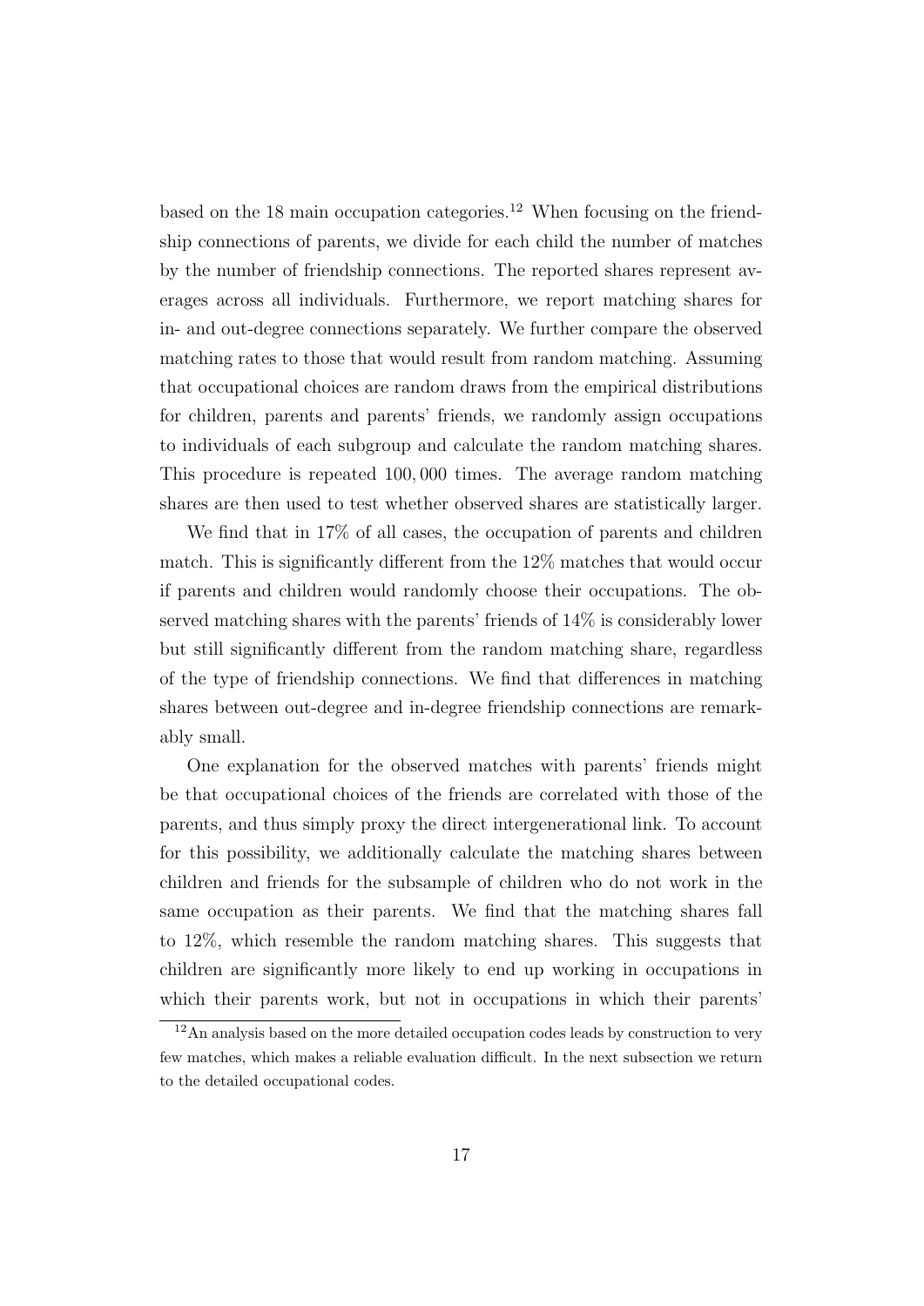based on the 18 main occupation categories.[12] When focusing on the friendship connections of parents, we divide for each child the number of matches by the number of friendship connections. The reported shares represent averages across all individuals. Furthermore, we report matching shares for in- and out-degree connections separately. We further compare the observed matching rates to those that would result from random matching. Assuming that occupational choices are random draws from the empirical distributions for children, parents and parents' friends, we randomly assign occupations to individuals of each subgroup and calculate the random matching shares. This procedure is repeated 100,000 times. The average random matching shares are then used to test whether observed shares are statistically larger.

We find that in 17% of all cases, the occupation of parents and children match. This is significantly different from the 12% matches that would occur if parents and children would randomly choose their occupations. The observed matching shares with the parents' friends of 14% is considerably lower but still significantly different from the random matching share, regardless of the type of friendship connections. We find that differences in matching shares between out-degree and in-degree friendship connections are remarkably small.

One explanation for the observed matches with parents' friends might be that occupational choices of the friends are correlated with those of the parents, and thus simply proxy the direct intergenerational link. To account for this possibility, we additionally calculate the matching shares between children and friends for the subsample of children who do not work in the same occupation as their parents. We find that the matching shares fall to 12%, which resemble the random matching shares. This suggests that children are significantly more likely to end up working in occupations in which their parents work, but not in occupations in which their parents'

[12] An analysis based on the more detailed occupation codes leads by construction to very few matches, which makes a reliable evaluation difficult. In the next subsection we return to the detailed occupational codes.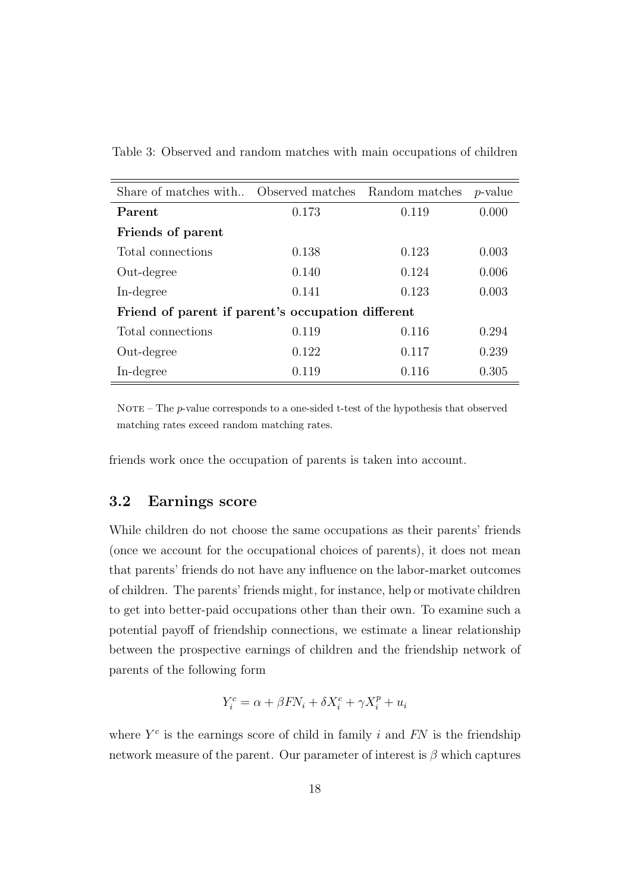Table 3: Observed and random matches with main occupations of children

| Share of matches with.. | Observed matches | Random matches | *p*-value |
|---|---|---|---|
| **Parent** | 0.173 | 0.119 | 0.000 |
| **Friends of parent** | | | |
| Total connections | 0.138 | 0.123 | 0.003 |
| Out-degree | 0.140 | 0.124 | 0.006 |
| In-degree | 0.141 | 0.123 | 0.003 |
| **Friend of parent if parent's occupation different** | | | |
| Total connections | 0.119 | 0.116 | 0.294 |
| Out-degree | 0.122 | 0.117 | 0.239 |
| In-degree | 0.119 | 0.116 | 0.305 |

NOTE – The *p*-value corresponds to a one-sided t-test of the hypothesis that observed matching rates exceed random matching rates.

friends work once the occupation of parents is taken into account.

### 3.2 Earnings score

While children do not choose the same occupations as their parents' friends (once we account for the occupational choices of parents), it does not mean that parents' friends do not have any influence on the labor-market outcomes of children. The parents' friends might, for instance, help or motivate children to get into better-paid occupations other than their own. To examine such a potential payoff of friendship connections, we estimate a linear relationship between the prospective earnings of children and the friendship network of parents of the following form

$$Y_i^c = \alpha + \beta FN_i + \delta X_i^c + \gamma X_i^p + u_i$$

where $Y^c$ is the earnings score of child in family $i$ and $FN$ is the friendship network measure of the parent. Our parameter of interest is $\beta$ which captures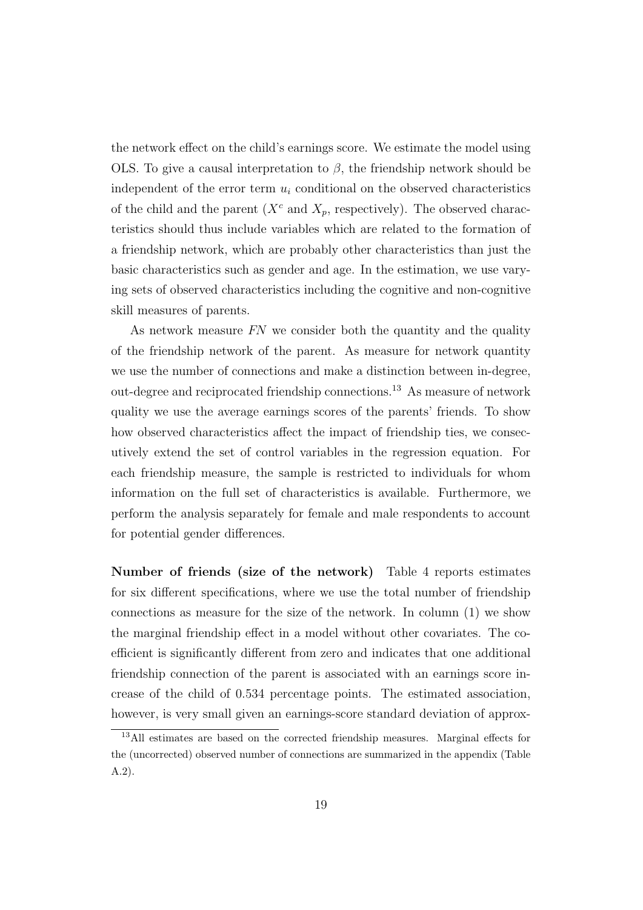the network effect on the child's earnings score. We estimate the model using OLS. To give a causal interpretation to $\beta$, the friendship network should be independent of the error term $u_i$ conditional on the observed characteristics of the child and the parent ($X^c$ and $X_p$, respectively). The observed characteristics should thus include variables which are related to the formation of a friendship network, which are probably other characteristics than just the basic characteristics such as gender and age. In the estimation, we use varying sets of observed characteristics including the cognitive and non-cognitive skill measures of parents.

As network measure *FN* we consider both the quantity and the quality of the friendship network of the parent. As measure for network quantity we use the number of connections and make a distinction between in-degree, out-degree and reciprocated friendship connections.[13] As measure of network quality we use the average earnings scores of the parents' friends. To show how observed characteristics affect the impact of friendship ties, we consecutively extend the set of control variables in the regression equation. For each friendship measure, the sample is restricted to individuals for whom information on the full set of characteristics is available. Furthermore, we perform the analysis separately for female and male respondents to account for potential gender differences.

**Number of friends (size of the network)** Table 4 reports estimates for six different specifications, where we use the total number of friendship connections as measure for the size of the network. In column (1) we show the marginal friendship effect in a model without other covariates. The coefficient is significantly different from zero and indicates that one additional friendship connection of the parent is associated with an earnings score increase of the child of 0.534 percentage points. The estimated association, however, is very small given an earnings-score standard deviation of approx-

[13] All estimates are based on the corrected friendship measures. Marginal effects for the (uncorrected) observed number of connections are summarized in the appendix (Table A.2).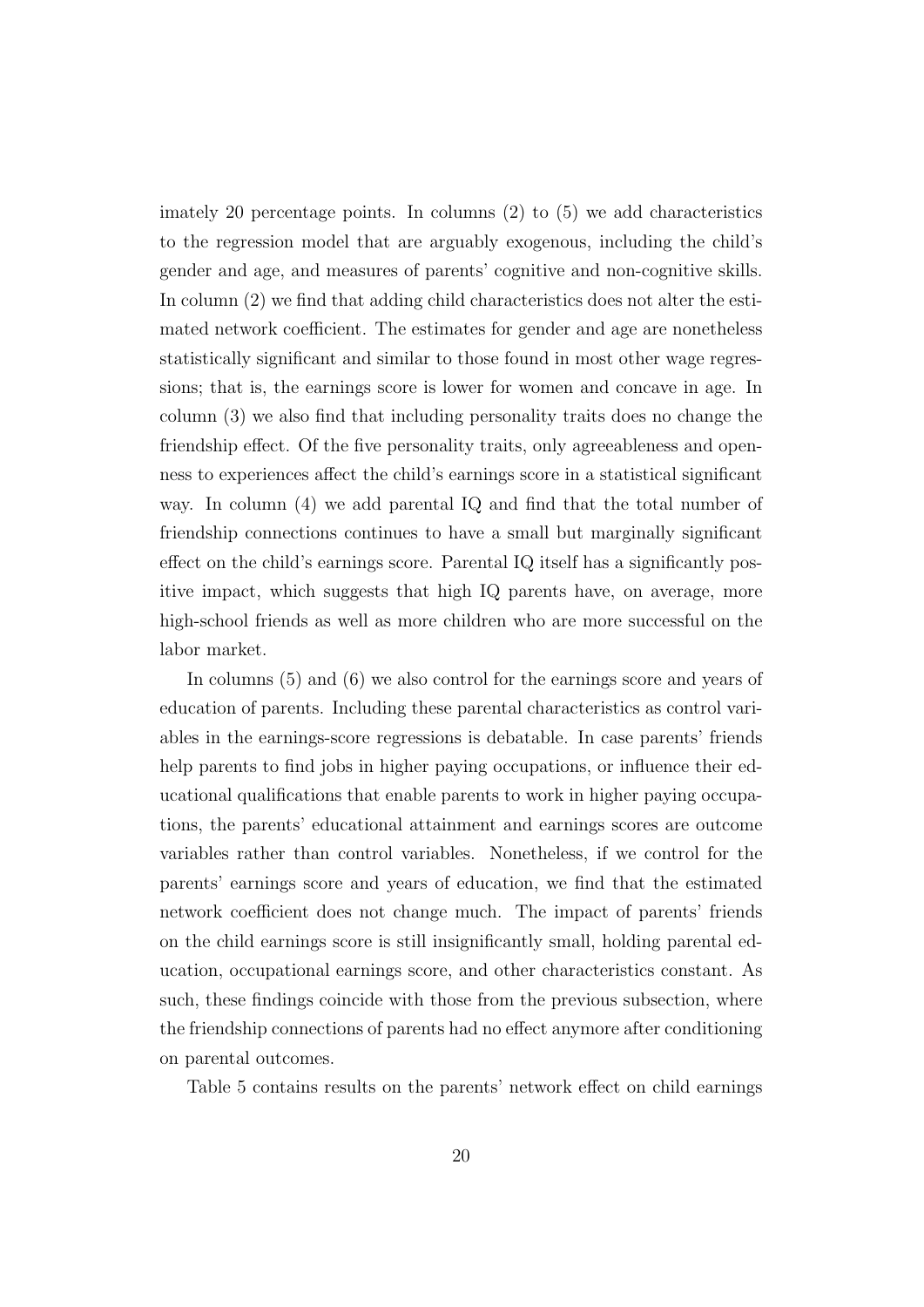imately 20 percentage points. In columns (2) to (5) we add characteristics to the regression model that are arguably exogenous, including the child's gender and age, and measures of parents' cognitive and non-cognitive skills. In column (2) we find that adding child characteristics does not alter the estimated network coefficient. The estimates for gender and age are nonetheless statistically significant and similar to those found in most other wage regressions; that is, the earnings score is lower for women and concave in age. In column (3) we also find that including personality traits does no change the friendship effect. Of the five personality traits, only agreeableness and openness to experiences affect the child's earnings score in a statistical significant way. In column (4) we add parental IQ and find that the total number of friendship connections continues to have a small but marginally significant effect on the child's earnings score. Parental IQ itself has a significantly positive impact, which suggests that high IQ parents have, on average, more high-school friends as well as more children who are more successful on the labor market.

In columns (5) and (6) we also control for the earnings score and years of education of parents. Including these parental characteristics as control variables in the earnings-score regressions is debatable. In case parents' friends help parents to find jobs in higher paying occupations, or influence their educational qualifications that enable parents to work in higher paying occupations, the parents' educational attainment and earnings scores are outcome variables rather than control variables. Nonetheless, if we control for the parents' earnings score and years of education, we find that the estimated network coefficient does not change much. The impact of parents' friends on the child earnings score is still insignificantly small, holding parental education, occupational earnings score, and other characteristics constant. As such, these findings coincide with those from the previous subsection, where the friendship connections of parents had no effect anymore after conditioning on parental outcomes.

Table 5 contains results on the parents' network effect on child earnings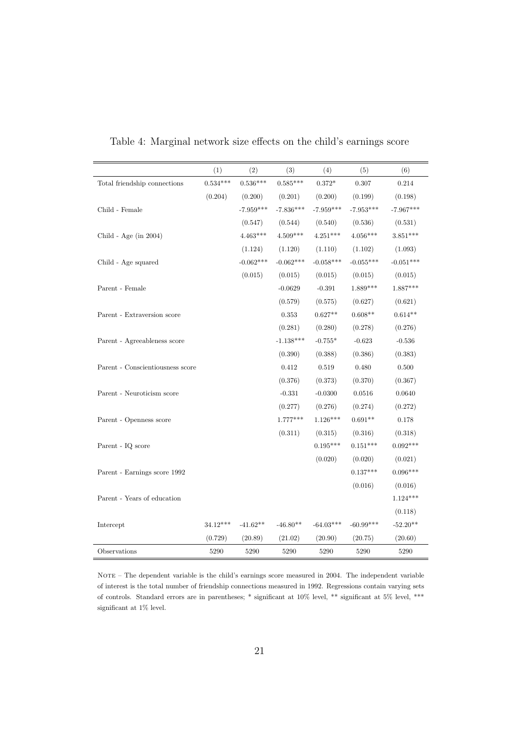Table 4: Marginal network size effects on the child's earnings score

| | (1) | (2) | (3) | (4) | (5) | (6) |
|---|---|---|---|---|---|---|
| Total friendship connections | 0.534*** | 0.536*** | 0.585*** | 0.372* | 0.307 | 0.214 |
| | (0.204) | (0.200) | (0.201) | (0.200) | (0.199) | (0.198) |
| Child - Female | | -7.959*** | -7.836*** | -7.959*** | -7.953*** | -7.967*** |
| | | (0.547) | (0.544) | (0.540) | (0.536) | (0.531) |
| Child - Age (in 2004) | | 4.463*** | 4.509*** | 4.251*** | 4.056*** | 3.851*** |
| | | (1.124) | (1.120) | (1.110) | (1.102) | (1.093) |
| Child - Age squared | | -0.062*** | -0.062*** | -0.058*** | -0.055*** | -0.051*** |
| | | (0.015) | (0.015) | (0.015) | (0.015) | (0.015) |
| Parent - Female | | | -0.0629 | -0.391 | 1.889*** | 1.887*** |
| | | | (0.579) | (0.575) | (0.627) | (0.621) |
| Parent - Extraversion score | | | 0.353 | 0.627** | 0.608** | 0.614** |
| | | | (0.281) | (0.280) | (0.278) | (0.276) |
| Parent - Agreeableness score | | | -1.138*** | -0.755* | -0.623 | -0.536 |
| | | | (0.390) | (0.388) | (0.386) | (0.383) |
| Parent - Conscientiousness score | | | 0.412 | 0.519 | 0.480 | 0.500 |
| | | | (0.376) | (0.373) | (0.370) | (0.367) |
| Parent - Neuroticism score | | | -0.331 | -0.0300 | 0.0516 | 0.0640 |
| | | | (0.277) | (0.276) | (0.274) | (0.272) |
| Parent - Openness score | | | 1.777*** | 1.126*** | 0.691** | 0.178 |
| | | | (0.311) | (0.315) | (0.316) | (0.318) |
| Parent - IQ score | | | | 0.195*** | 0.151*** | 0.092*** |
| | | | | (0.020) | (0.020) | (0.021) |
| Parent - Earnings score 1992 | | | | | 0.137*** | 0.096*** |
| | | | | | (0.016) | (0.016) |
| Parent - Years of education | | | | | | 1.124*** |
| | | | | | | (0.118) |
| Intercept | 34.12*** | -41.62** | -46.80** | -64.03*** | -60.99*** | -52.20** |
| | (0.729) | (20.89) | (21.02) | (20.90) | (20.75) | (20.60) |
| Observations | 5290 | 5290 | 5290 | 5290 | 5290 | 5290 |

NOTE – The dependent variable is the child's earnings score measured in 2004. The independent variable of interest is the total number of friendship connections measured in 1992. Regressions contain varying sets of controls. Standard errors are in parentheses; * significant at 10% level, ** significant at 5% level, *** significant at 1% level.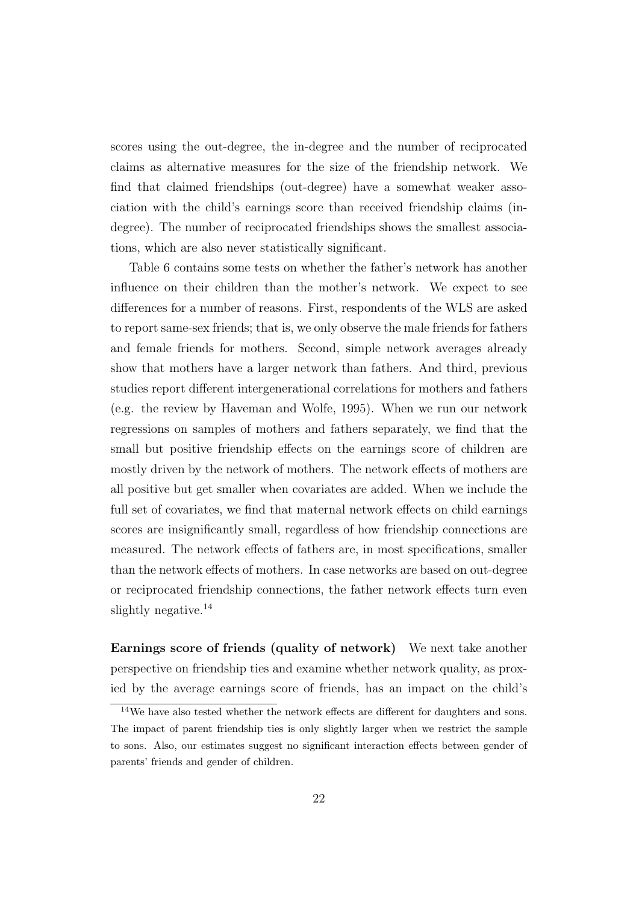scores using the out-degree, the in-degree and the number of reciprocated claims as alternative measures for the size of the friendship network. We find that claimed friendships (out-degree) have a somewhat weaker association with the child's earnings score than received friendship claims (in-degree). The number of reciprocated friendships shows the smallest associations, which are also never statistically significant.

Table 6 contains some tests on whether the father's network has another influence on their children than the mother's network. We expect to see differences for a number of reasons. First, respondents of the WLS are asked to report same-sex friends; that is, we only observe the male friends for fathers and female friends for mothers. Second, simple network averages already show that mothers have a larger network than fathers. And third, previous studies report different intergenerational correlations for mothers and fathers (e.g. the review by Haveman and Wolfe, 1995). When we run our network regressions on samples of mothers and fathers separately, we find that the small but positive friendship effects on the earnings score of children are mostly driven by the network of mothers. The network effects of mothers are all positive but get smaller when covariates are added. When we include the full set of covariates, we find that maternal network effects on child earnings scores are insignificantly small, regardless of how friendship connections are measured. The network effects of fathers are, in most specifications, smaller than the network effects of mothers. In case networks are based on out-degree or reciprocated friendship connections, the father network effects turn even slightly negative.[14]

**Earnings score of friends (quality of network)** We next take another perspective on friendship ties and examine whether network quality, as proxied by the average earnings score of friends, has an impact on the child's

[14] We have also tested whether the network effects are different for daughters and sons. The impact of parent friendship ties is only slightly larger when we restrict the sample to sons. Also, our estimates suggest no significant interaction effects between gender of parents' friends and gender of children.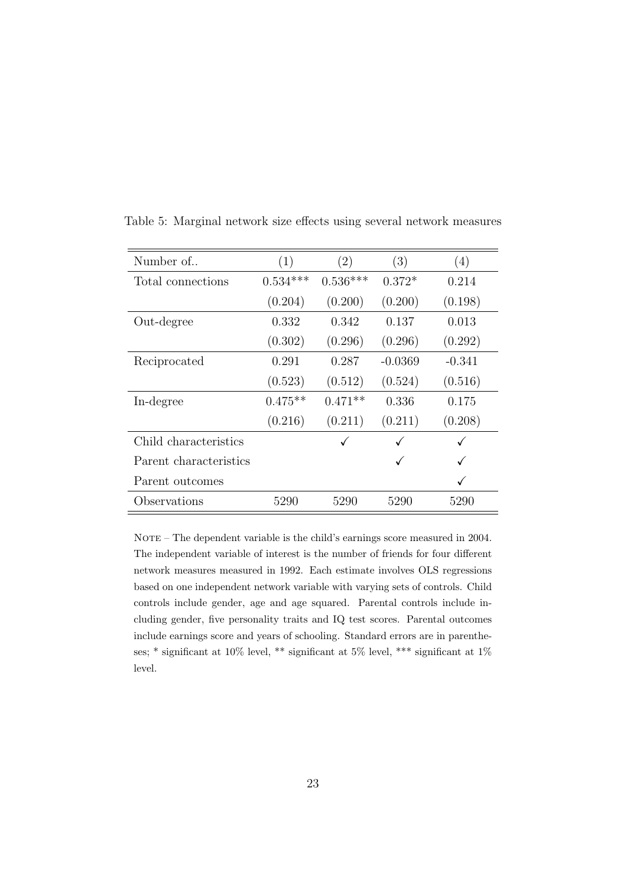Table 5: Marginal network size effects using several network measures

| Number of.. | (1) | (2) | (3) | (4) |
|---|---|---|---|---|
| Total connections | 0.534*** | 0.536*** | 0.372* | 0.214 |
| | (0.204) | (0.200) | (0.200) | (0.198) |
| Out-degree | 0.332 | 0.342 | 0.137 | 0.013 |
| | (0.302) | (0.296) | (0.296) | (0.292) |
| Reciprocated | 0.291 | 0.287 | -0.0369 | -0.341 |
| | (0.523) | (0.512) | (0.524) | (0.516) |
| In-degree | 0.475** | 0.471** | 0.336 | 0.175 |
| | (0.216) | (0.211) | (0.211) | (0.208) |
| Child characteristics | | ✓ | ✓ | ✓ |
| Parent characteristics | | | ✓ | ✓ |
| Parent outcomes | | | | ✓ |
| Observations | 5290 | 5290 | 5290 | 5290 |

NOTE – The dependent variable is the child's earnings score measured in 2004. The independent variable of interest is the number of friends for four different network measures measured in 1992. Each estimate involves OLS regressions based on one independent network variable with varying sets of controls. Child controls include gender, age and age squared. Parental controls include including gender, five personality traits and IQ test scores. Parental outcomes include earnings score and years of schooling. Standard errors are in parentheses; * significant at 10% level, ** significant at 5% level, *** significant at 1% level.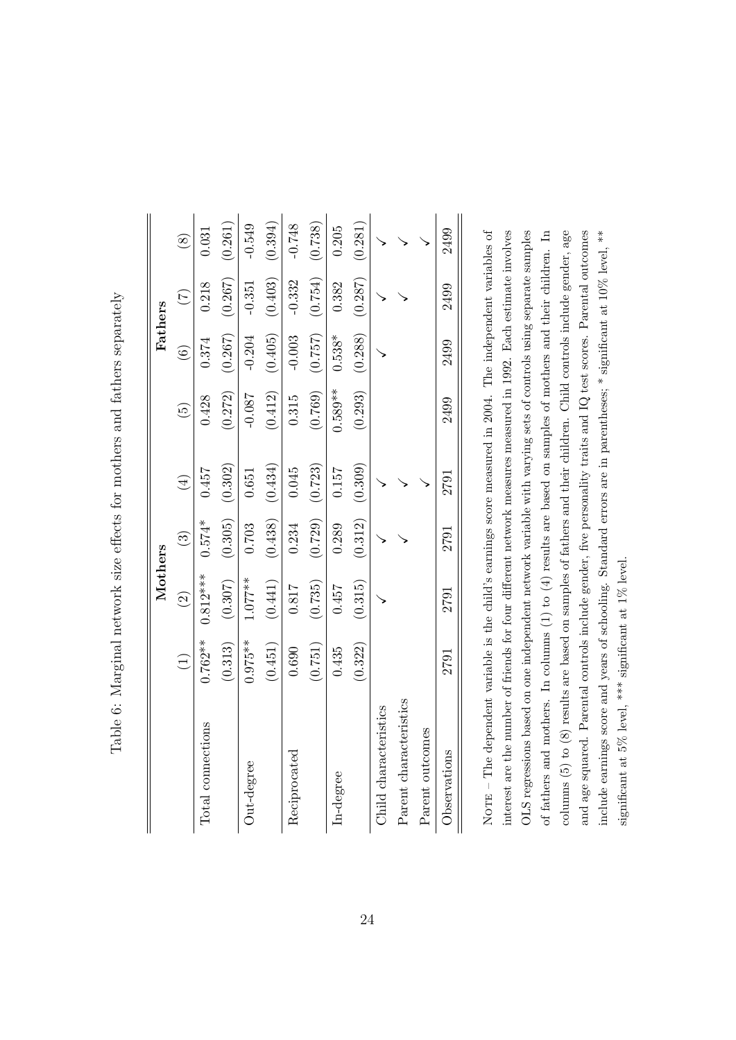Table 6: Marginal network size effects for mothers and fathers separately

| | Mothers | | | | Fathers | | | |
|---|---|---|---|---|---|---|---|---|
| | (1) | (2) | (3) | (4) | (5) | (6) | (7) | (8) |
| Total connections | 0.762** | 0.812*** | 0.574* | 0.457 | 0.428 | 0.374 | 0.218 | 0.031 |
| | (0.313) | (0.307) | (0.305) | (0.302) | (0.272) | (0.267) | (0.267) | (0.261) |
| Out-degree | 0.975** | 1.077** | 0.703 | 0.651 | -0.087 | -0.204 | -0.351 | -0.549 |
| | (0.451) | (0.441) | (0.438) | (0.434) | (0.412) | (0.405) | (0.403) | (0.394) |
| Reciprocated | 0.690 | 0.817 | 0.234 | 0.045 | 0.315 | -0.003 | -0.332 | -0.748 |
| | (0.751) | (0.735) | (0.729) | (0.723) | (0.769) | (0.757) | (0.754) | (0.738) |
| In-degree | 0.435 | 0.457 | 0.289 | 0.157 | 0.589** | 0.538* | 0.382 | 0.205 |
| | (0.322) | (0.315) | (0.312) | (0.309) | (0.293) | (0.288) | (0.287) | (0.281) |
| Child characteristics | | ✓ | ✓ | ✓ | | ✓ | ✓ | ✓ |
| Parent characteristics | | | ✓ | ✓ | | | ✓ | ✓ |
| Parent outcomes | | | | ✓ | | | | ✓ |
| Observations | 2791 | 2791 | 2791 | 2791 | 2499 | 2499 | 2499 | 2499 |

NOTE – The dependent variable is the child's earnings score measured in 2004. The independent variables of interest are the number of friends for four different network measures measured in 1992. Each estimate involves OLS regressions based on one independent network variable with varying sets of controls using separate samples of fathers and mothers. In columns (1) to (4) results are based on samples of mothers and their children. In columns (5) to (8) results are based on samples of fathers and their children. Child controls include gender, age and age squared. Parental controls include gender, five personality traits and IQ test scores. Parental outcomes include earnings score and years of schooling. Standard errors are in parentheses; * significant at 10% level, ** significant at 5% level, *** significant at 1% level.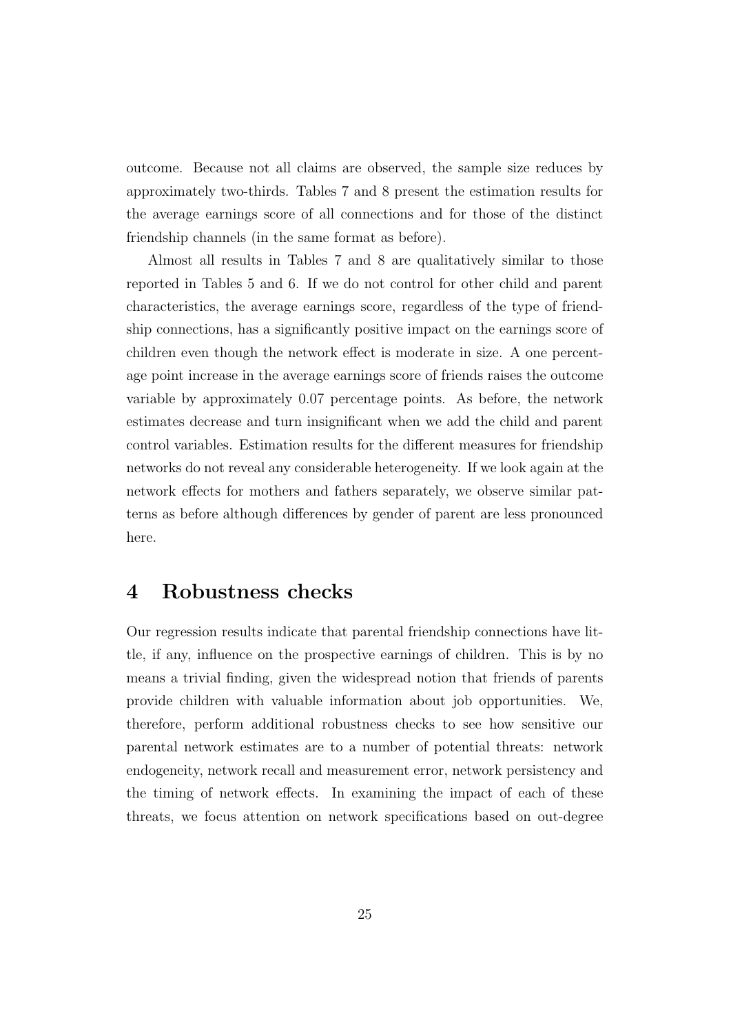outcome. Because not all claims are observed, the sample size reduces by approximately two-thirds. Tables 7 and 8 present the estimation results for the average earnings score of all connections and for those of the distinct friendship channels (in the same format as before).

Almost all results in Tables 7 and 8 are qualitatively similar to those reported in Tables 5 and 6. If we do not control for other child and parent characteristics, the average earnings score, regardless of the type of friendship connections, has a significantly positive impact on the earnings score of children even though the network effect is moderate in size. A one percentage point increase in the average earnings score of friends raises the outcome variable by approximately 0.07 percentage points. As before, the network estimates decrease and turn insignificant when we add the child and parent control variables. Estimation results for the different measures for friendship networks do not reveal any considerable heterogeneity. If we look again at the network effects for mothers and fathers separately, we observe similar patterns as before although differences by gender of parent are less pronounced here.

# 4 Robustness checks

Our regression results indicate that parental friendship connections have little, if any, influence on the prospective earnings of children. This is by no means a trivial finding, given the widespread notion that friends of parents provide children with valuable information about job opportunities. We, therefore, perform additional robustness checks to see how sensitive our parental network estimates are to a number of potential threats: network endogeneity, network recall and measurement error, network persistency and the timing of network effects. In examining the impact of each of these threats, we focus attention on network specifications based on out-degree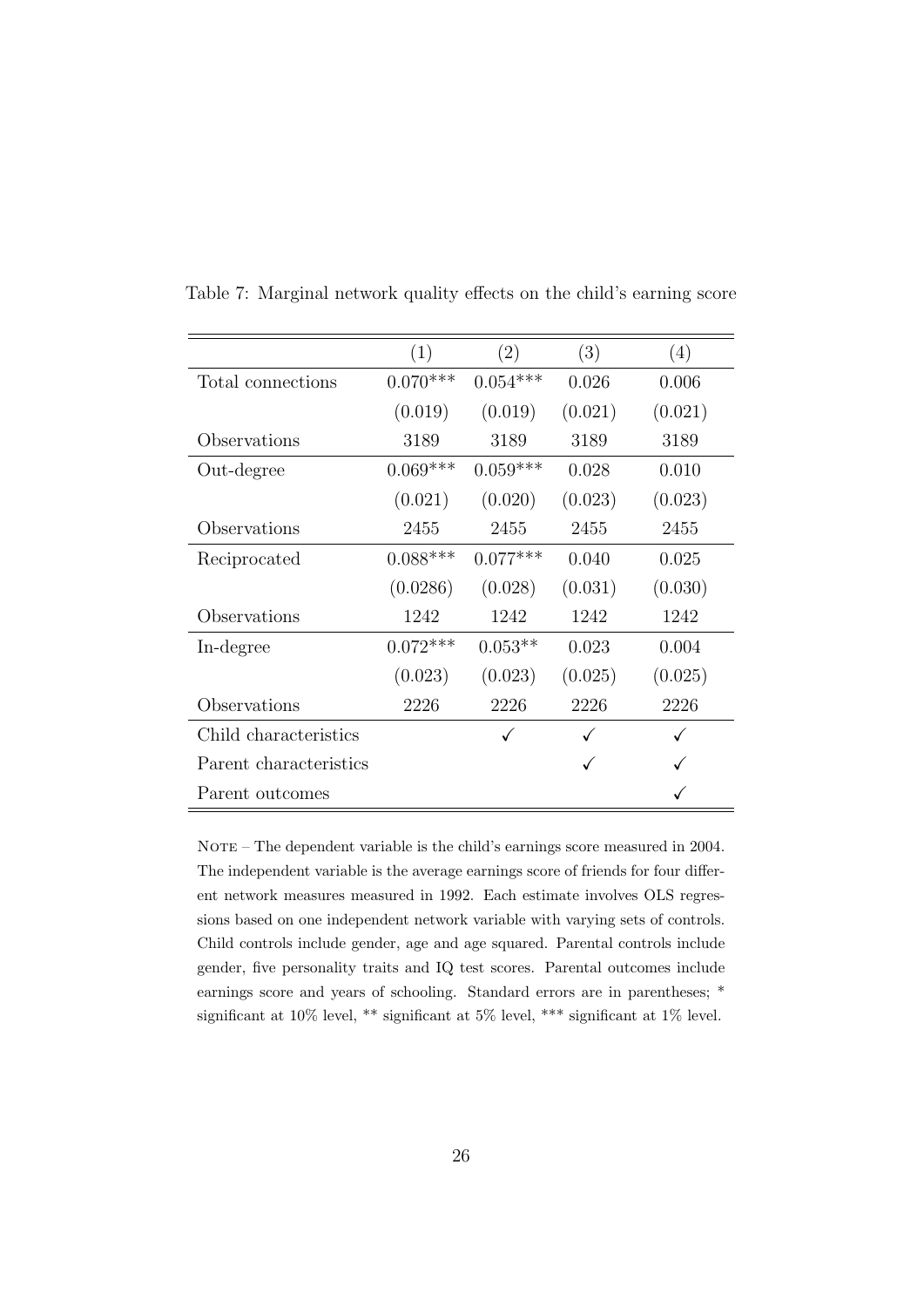Table 7: Marginal network quality effects on the child's earning score

| | (1) | (2) | (3) | (4) |
|---|---|---|---|---|
| Total connections | 0.070*** | 0.054*** | 0.026 | 0.006 |
| | (0.019) | (0.019) | (0.021) | (0.021) |
| Observations | 3189 | 3189 | 3189 | 3189 |
| Out-degree | 0.069*** | 0.059*** | 0.028 | 0.010 |
| | (0.021) | (0.020) | (0.023) | (0.023) |
| Observations | 2455 | 2455 | 2455 | 2455 |
| Reciprocated | 0.088*** | 0.077*** | 0.040 | 0.025 |
| | (0.0286) | (0.028) | (0.031) | (0.030) |
| Observations | 1242 | 1242 | 1242 | 1242 |
| In-degree | 0.072*** | 0.053** | 0.023 | 0.004 |
| | (0.023) | (0.023) | (0.025) | (0.025) |
| Observations | 2226 | 2226 | 2226 | 2226 |
| Child characteristics | | ✓ | ✓ | ✓ |
| Parent characteristics | | | ✓ | ✓ |
| Parent outcomes | | | | ✓ |

NOTE – The dependent variable is the child's earnings score measured in 2004. The independent variable is the average earnings score of friends for four different network measures measured in 1992. Each estimate involves OLS regressions based on one independent network variable with varying sets of controls. Child controls include gender, age and age squared. Parental controls include gender, five personality traits and IQ test scores. Parental outcomes include earnings score and years of schooling. Standard errors are in parentheses; * significant at 10% level, ** significant at 5% level, *** significant at 1% level.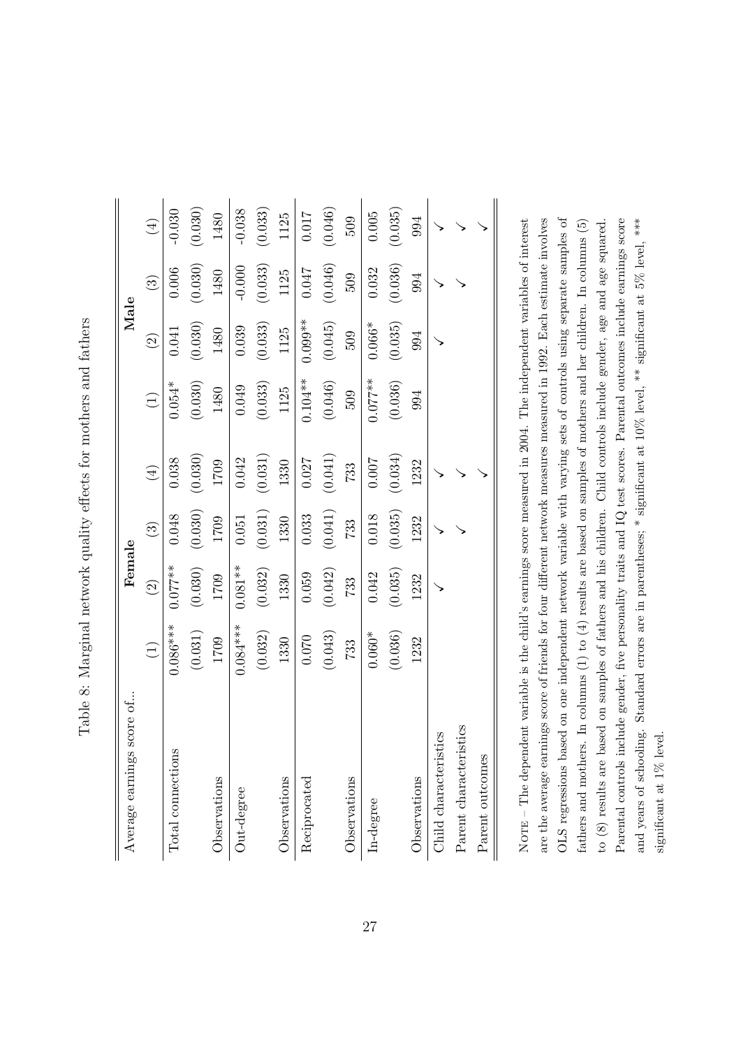Table 8: Marginal network quality effects for mothers and fathers

| Average earnings score of... | Female | | | | Male | | | |
|---|---|---|---|---|---|---|---|---|
| | (1) | (2) | (3) | (4) | (1) | (2) | (3) | (4) |
| Total connections | 0.086*** | 0.077** | 0.048 | 0.038 | 0.054* | 0.041 | 0.006 | -0.030 |
| | (0.031) | (0.030) | (0.030) | (0.030) | (0.030) | (0.030) | (0.030) | (0.030) |
| Observations | 1709 | 1709 | 1709 | 1709 | 1480 | 1480 | 1480 | 1480 |
| Out-degree | 0.084*** | 0.081** | 0.051 | 0.042 | 0.049 | 0.039 | -0.000 | -0.038 |
| | (0.032) | (0.032) | (0.031) | (0.031) | (0.033) | (0.033) | (0.033) | (0.033) |
| Observations | 1330 | 1330 | 1330 | 1330 | 1125 | 1125 | 1125 | 1125 |
| Reciprocated | 0.070 | 0.059 | 0.033 | 0.027 | 0.104** | 0.099** | 0.047 | 0.017 |
| | (0.043) | (0.042) | (0.041) | (0.041) | (0.046) | (0.045) | (0.046) | (0.046) |
| Observations | 733 | 733 | 733 | 733 | 509 | 509 | 509 | 509 |
| In-degree | 0.060* | 0.042 | 0.018 | 0.007 | 0.077** | 0.066* | 0.032 | 0.005 |
| | (0.036) | (0.035) | (0.035) | (0.034) | (0.036) | (0.035) | (0.036) | (0.035) |
| Observations | 1232 | 1232 | 1232 | 1232 | 994 | 994 | 994 | 994 |
| Child characteristics | | ✓ | ✓ | ✓ | | ✓ | ✓ | ✓ |
| Parent characteristics | | | ✓ | ✓ | | | ✓ | ✓ |
| Parent outcomes | | | | ✓ | | | | ✓ |

Note – The dependent variable is the child's earnings score measured in 2004. The independent variables of interest are the average earnings score of friends for four different network measures measured in 1992. Each estimate involves OLS regressions based on one independent network variable with varying sets of controls using separate samples of fathers and mothers. In columns (1) to (4) results are based on samples of mothers and her children. In columns (5) to (8) results are based on samples of fathers and his children. Child controls include gender, age and age squared. Parental controls include gender, five personality traits and IQ test scores. Parental outcomes include earnings score and years of schooling. Standard errors are in parentheses; * significant at 10% level, ** significant at 5% level, *** significant at 1% level.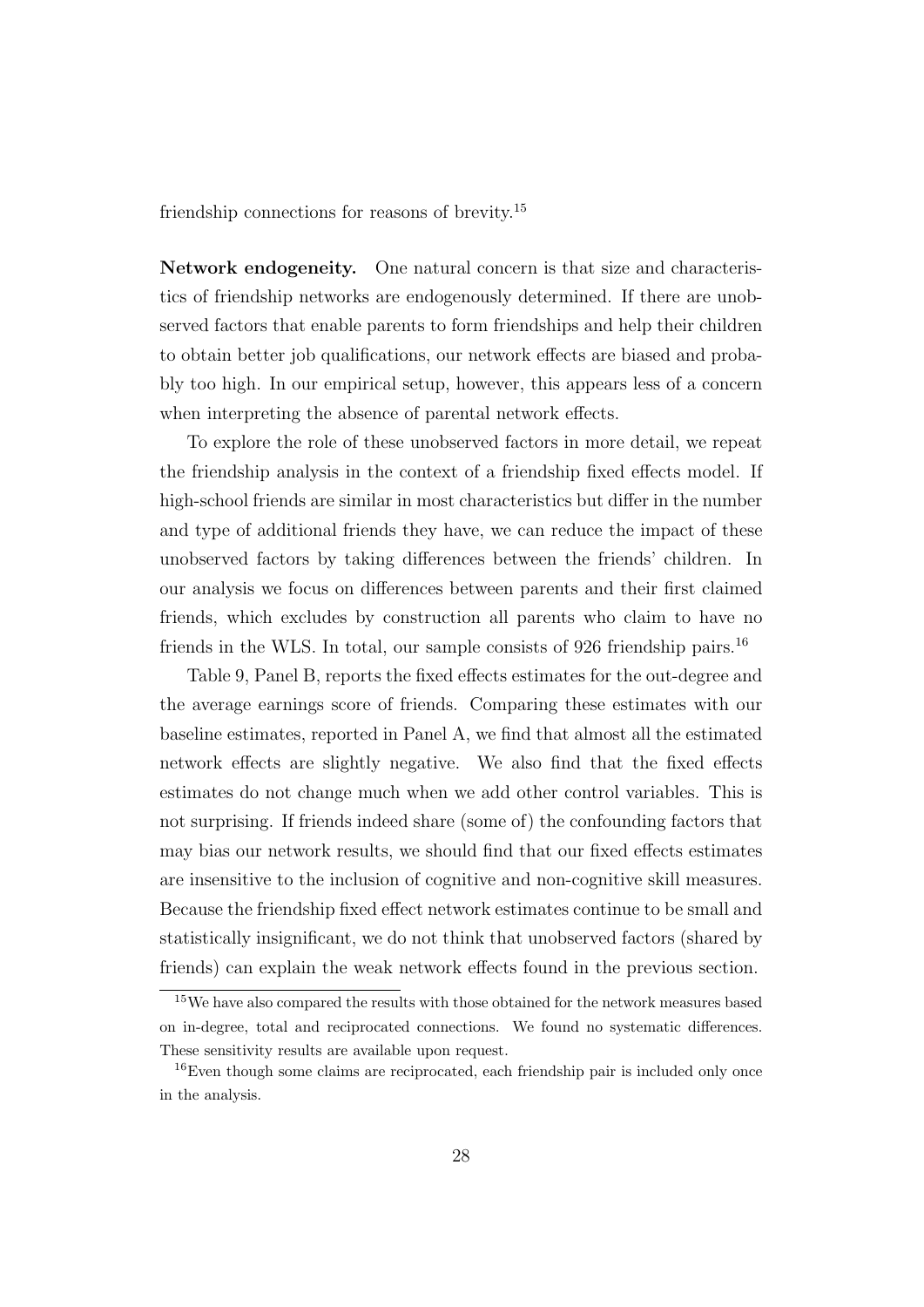friendship connections for reasons of brevity.[15]

**Network endogeneity.** One natural concern is that size and characteristics of friendship networks are endogenously determined. If there are unobserved factors that enable parents to form friendships and help their children to obtain better job qualifications, our network effects are biased and probably too high. In our empirical setup, however, this appears less of a concern when interpreting the absence of parental network effects.

To explore the role of these unobserved factors in more detail, we repeat the friendship analysis in the context of a friendship fixed effects model. If high-school friends are similar in most characteristics but differ in the number and type of additional friends they have, we can reduce the impact of these unobserved factors by taking differences between the friends' children. In our analysis we focus on differences between parents and their first claimed friends, which excludes by construction all parents who claim to have no friends in the WLS. In total, our sample consists of 926 friendship pairs.[16]

Table 9, Panel B, reports the fixed effects estimates for the out-degree and the average earnings score of friends. Comparing these estimates with our baseline estimates, reported in Panel A, we find that almost all the estimated network effects are slightly negative. We also find that the fixed effects estimates do not change much when we add other control variables. This is not surprising. If friends indeed share (some of) the confounding factors that may bias our network results, we should find that our fixed effects estimates are insensitive to the inclusion of cognitive and non-cognitive skill measures. Because the friendship fixed effect network estimates continue to be small and statistically insignificant, we do not think that unobserved factors (shared by friends) can explain the weak network effects found in the previous section.

[15] We have also compared the results with those obtained for the network measures based on in-degree, total and reciprocated connections. We found no systematic differences. These sensitivity results are available upon request.

[16] Even though some claims are reciprocated, each friendship pair is included only once in the analysis.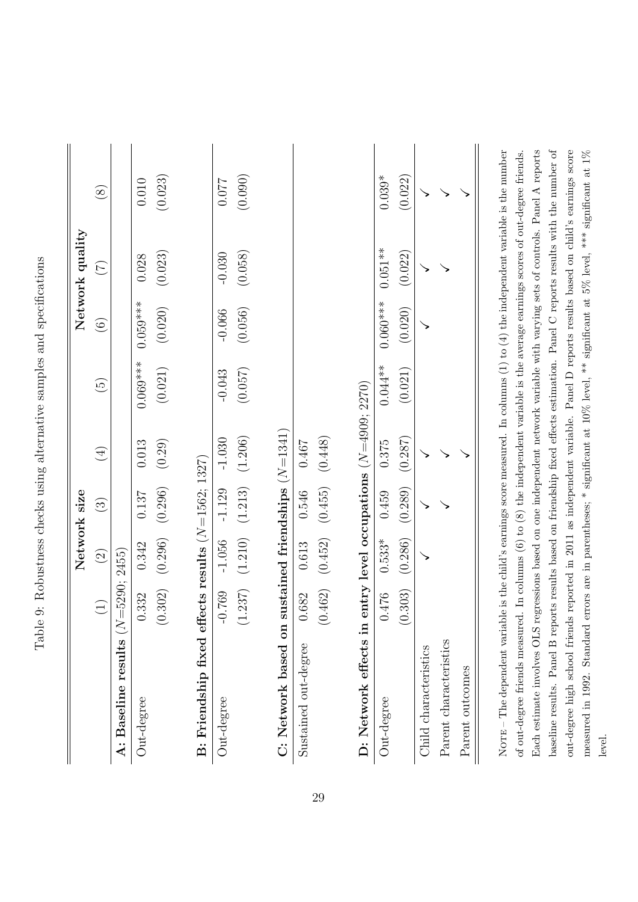Table 9: Robustness checks using alternative samples and specifications

| | Network size | | | | Network quality | | | |
|---|---|---|---|---|---|---|---|---|
| | (1) | (2) | (3) | (4) | (5) | (6) | (7) | (8) |
| **A: Baseline results** ($N$=5290; 2455) | | | | | | | | |
| Out-degree | 0.332 | 0.342 | 0.137 | 0.013 | 0.069*** | 0.059*** | 0.028 | 0.010 |
| | (0.302) | (0.296) | (0.296) | (0.29) | (0.021) | (0.020) | (0.023) | (0.023) |
| **B: Friendship fixed effects results** ($N$=1562; 1327) | | | | | | | | |
| Out-degree | -0.769 | -1.056 | -1.129 | -1.030 | -0.043 | -0.066 | -0.030 | 0.077 |
| | (1.237) | (1.210) | (1.213) | (1.206) | (0.057) | (0.056) | (0.058) | (0.090) |
| **C: Network based on sustained friendships** ($N$=1341) | | | | | | | | |
| Sustained out-degree | 0.682 | 0.613 | 0.546 | 0.467 | | | | |
| | (0.462) | (0.452) | (0.455) | (0.448) | | | | |
| **D: Network effects in entry level occupations** ($N$=4909; 2270) | | | | | | | | |
| Out-degree | 0.476 | 0.533* | 0.459 | 0.375 | 0.044** | 0.060*** | 0.051** | 0.039* |
| | (0.303) | (0.286) | (0.289) | (0.287) | (0.021) | (0.020) | (0.022) | (0.022) |
| Child characteristics | | ✓ | ✓ | ✓ | | ✓ | ✓ | ✓ |
| Parent characteristics | | | ✓ | ✓ | | | ✓ | ✓ |
| Parent outcomes | | | | ✓ | | | | ✓ |

Note – The dependent variable is the child's earnings score measured. In columns (1) to (4) the independent variable is the number of out-degree friends measured. In columns (6) to (8) the independent variable is the average earnings scores of out-degree friends. Each estimate involves OLS regressions based on one independent network variable with varying sets of controls. Panel A reports baseline results. Panel B reports results based on friendship fixed effects estimation. Panel C reports results with the number of out-degree high school friends reported in 2011 as independent variable. Panel D reports results based on child's earnings score measured in 1992. Standard errors are in parentheses; * significant at 10% level, ** significant at 5% level, *** significant at 1% level.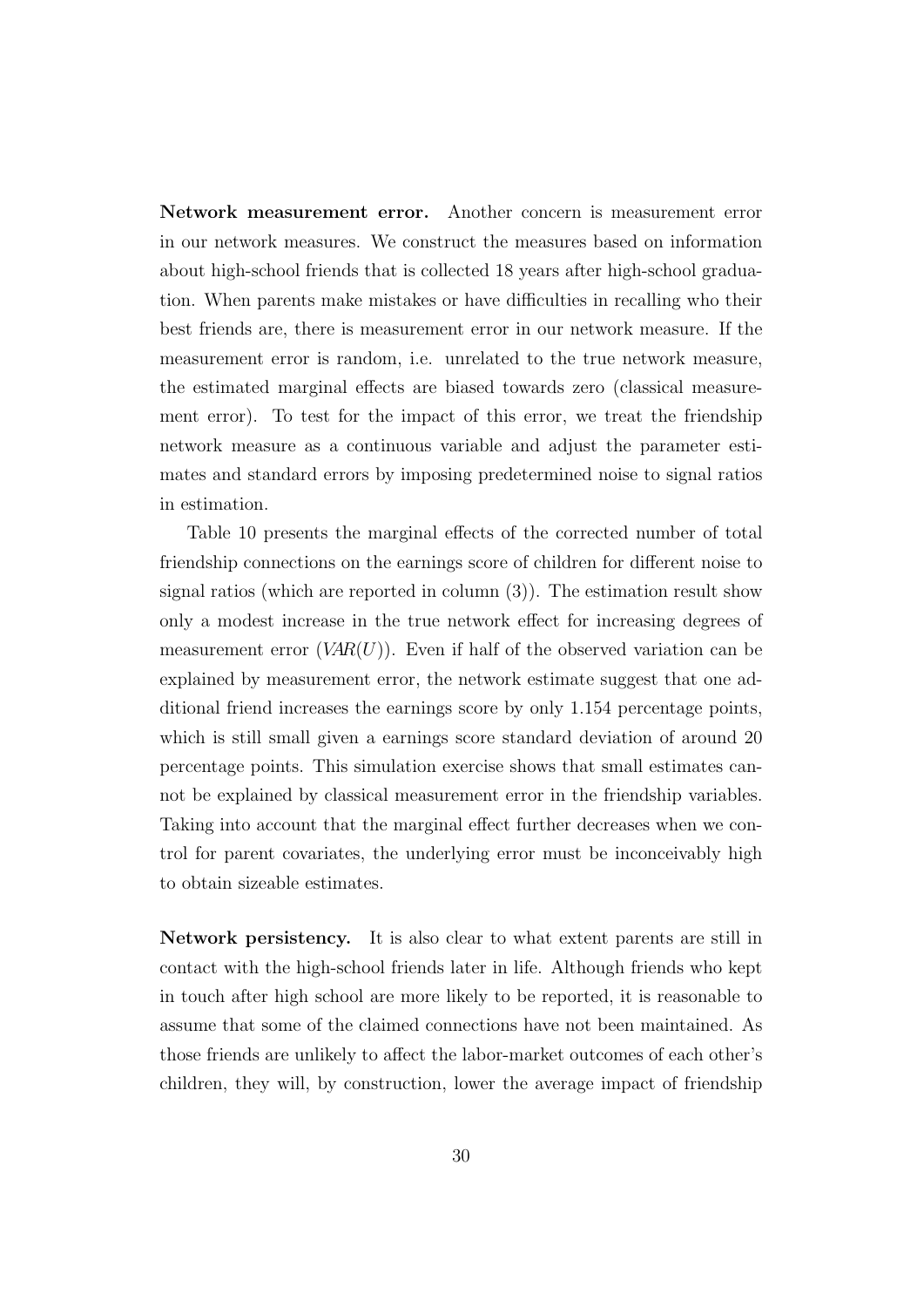**Network measurement error.** Another concern is measurement error in our network measures. We construct the measures based on information about high-school friends that is collected 18 years after high-school graduation. When parents make mistakes or have difficulties in recalling who their best friends are, there is measurement error in our network measure. If the measurement error is random, i.e. unrelated to the true network measure, the estimated marginal effects are biased towards zero (classical measurement error). To test for the impact of this error, we treat the friendship network measure as a continuous variable and adjust the parameter estimates and standard errors by imposing predetermined noise to signal ratios in estimation.

Table 10 presents the marginal effects of the corrected number of total friendship connections on the earnings score of children for different noise to signal ratios (which are reported in column (3)). The estimation result show only a modest increase in the true network effect for increasing degrees of measurement error ($VAR(U)$). Even if half of the observed variation can be explained by measurement error, the network estimate suggest that one additional friend increases the earnings score by only 1.154 percentage points, which is still small given a earnings score standard deviation of around 20 percentage points. This simulation exercise shows that small estimates cannot be explained by classical measurement error in the friendship variables. Taking into account that the marginal effect further decreases when we control for parent covariates, the underlying error must be inconceivably high to obtain sizeable estimates.

**Network persistency.** It is also clear to what extent parents are still in contact with the high-school friends later in life. Although friends who kept in touch after high school are more likely to be reported, it is reasonable to assume that some of the claimed connections have not been maintained. As those friends are unlikely to affect the labor-market outcomes of each other's children, they will, by construction, lower the average impact of friendship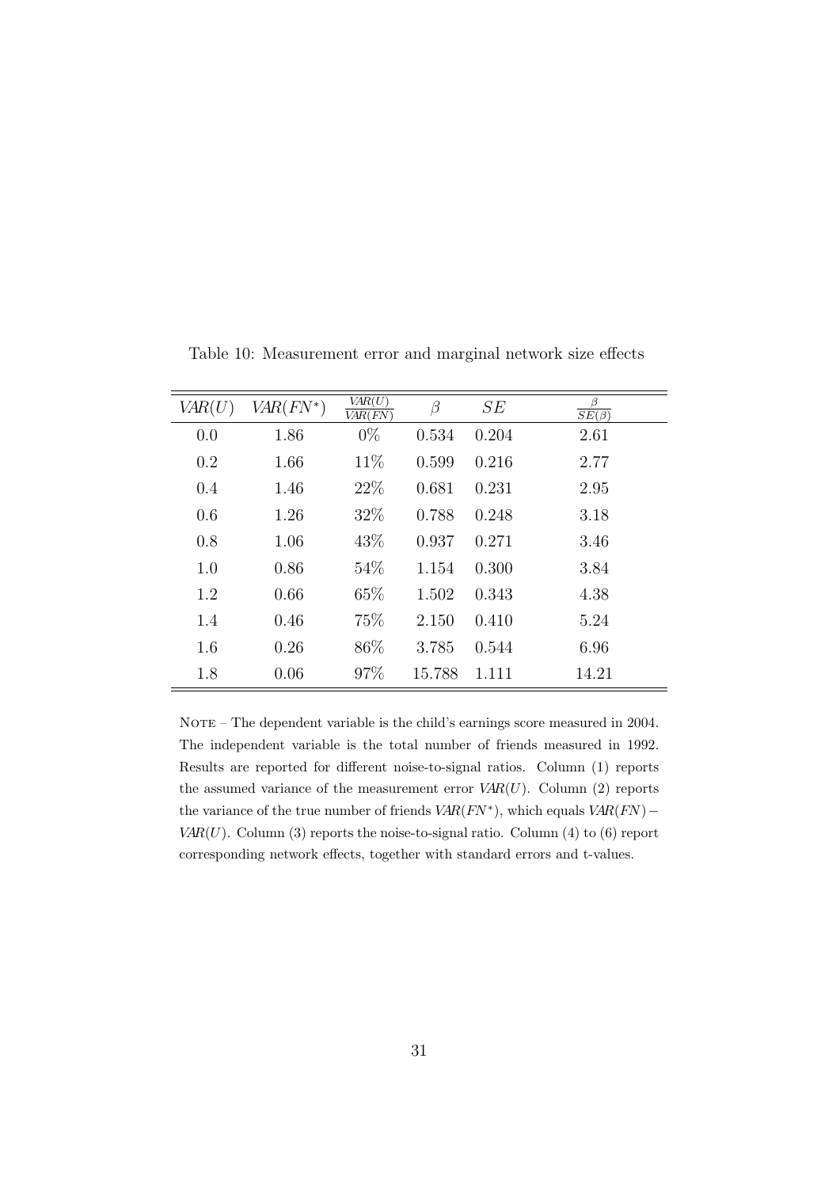Table 10: Measurement error and marginal network size effects

| $VAR(U)$ | $VAR(FN^{*})$ | $\frac{VAR(U)}{VAR(FN)}$ | $\beta$ | $SE$ | $\frac{\beta}{SE(\beta)}$ |
|---|---|---|---|---|---|
| 0.0 | 1.86 | 0% | 0.534 | 0.204 | 2.61 |
| 0.2 | 1.66 | 11% | 0.599 | 0.216 | 2.77 |
| 0.4 | 1.46 | 22% | 0.681 | 0.231 | 2.95 |
| 0.6 | 1.26 | 32% | 0.788 | 0.248 | 3.18 |
| 0.8 | 1.06 | 43% | 0.937 | 0.271 | 3.46 |
| 1.0 | 0.86 | 54% | 1.154 | 0.300 | 3.84 |
| 1.2 | 0.66 | 65% | 1.502 | 0.343 | 4.38 |
| 1.4 | 0.46 | 75% | 2.150 | 0.410 | 5.24 |
| 1.6 | 0.26 | 86% | 3.785 | 0.544 | 6.96 |
| 1.8 | 0.06 | 97% | 15.788 | 1.111 | 14.21 |

NOTE – The dependent variable is the child's earnings score measured in 2004. The independent variable is the total number of friends measured in 1992. Results are reported for different noise-to-signal ratios. Column (1) reports the assumed variance of the measurement error $VAR(U)$. Column (2) reports the variance of the true number of friends $VAR(FN^{*})$, which equals $VAR(FN) - VAR(U)$. Column (3) reports the noise-to-signal ratio. Column (4) to (6) report corresponding network effects, together with standard errors and t-values.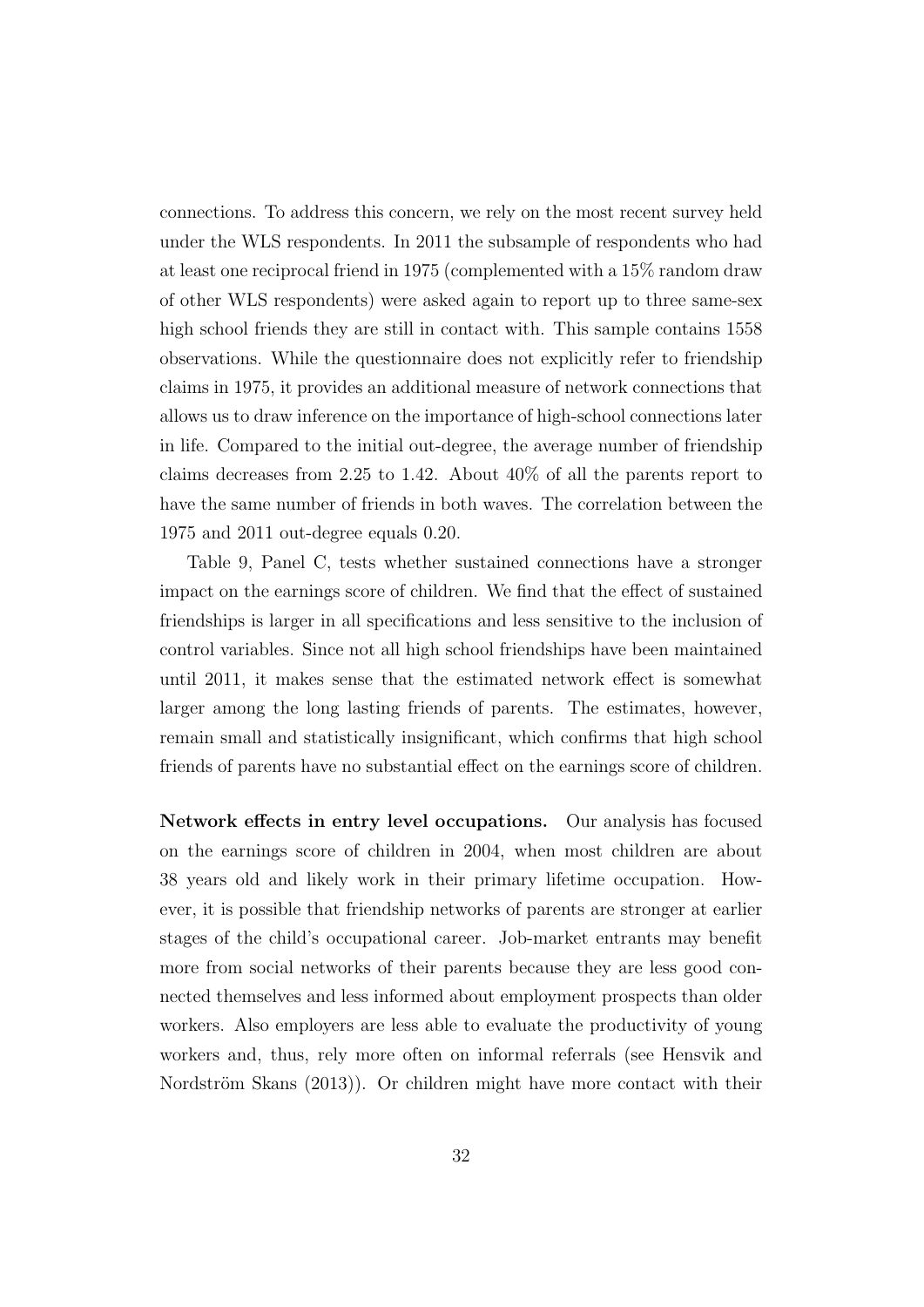connections. To address this concern, we rely on the most recent survey held under the WLS respondents. In 2011 the subsample of respondents who had at least one reciprocal friend in 1975 (complemented with a 15% random draw of other WLS respondents) were asked again to report up to three same-sex high school friends they are still in contact with. This sample contains 1558 observations. While the questionnaire does not explicitly refer to friendship claims in 1975, it provides an additional measure of network connections that allows us to draw inference on the importance of high-school connections later in life. Compared to the initial out-degree, the average number of friendship claims decreases from 2.25 to 1.42. About 40% of all the parents report to have the same number of friends in both waves. The correlation between the 1975 and 2011 out-degree equals 0.20.

Table 9, Panel C, tests whether sustained connections have a stronger impact on the earnings score of children. We find that the effect of sustained friendships is larger in all specifications and less sensitive to the inclusion of control variables. Since not all high school friendships have been maintained until 2011, it makes sense that the estimated network effect is somewhat larger among the long lasting friends of parents. The estimates, however, remain small and statistically insignificant, which confirms that high school friends of parents have no substantial effect on the earnings score of children.

**Network effects in entry level occupations.** Our analysis has focused on the earnings score of children in 2004, when most children are about 38 years old and likely work in their primary lifetime occupation. However, it is possible that friendship networks of parents are stronger at earlier stages of the child's occupational career. Job-market entrants may benefit more from social networks of their parents because they are less good connected themselves and less informed about employment prospects than older workers. Also employers are less able to evaluate the productivity of young workers and, thus, rely more often on informal referrals (see Hensvik and Nordström Skans (2013)). Or children might have more contact with their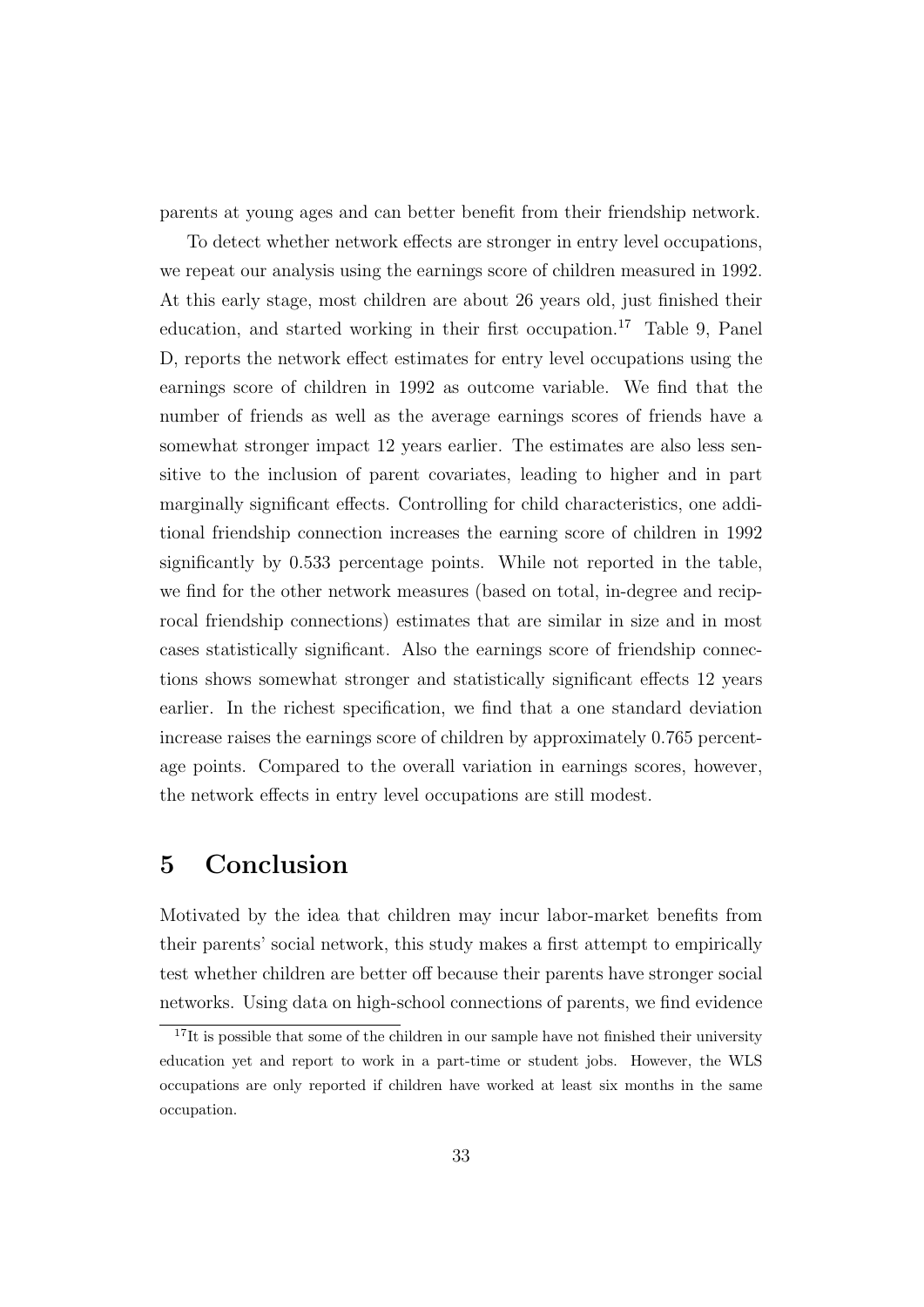parents at young ages and can better benefit from their friendship network.

To detect whether network effects are stronger in entry level occupations, we repeat our analysis using the earnings score of children measured in 1992. At this early stage, most children are about 26 years old, just finished their education, and started working in their first occupation.[17] Table 9, Panel D, reports the network effect estimates for entry level occupations using the earnings score of children in 1992 as outcome variable. We find that the number of friends as well as the average earnings scores of friends have a somewhat stronger impact 12 years earlier. The estimates are also less sensitive to the inclusion of parent covariates, leading to higher and in part marginally significant effects. Controlling for child characteristics, one additional friendship connection increases the earning score of children in 1992 significantly by 0.533 percentage points. While not reported in the table, we find for the other network measures (based on total, in-degree and reciprocal friendship connections) estimates that are similar in size and in most cases statistically significant. Also the earnings score of friendship connections shows somewhat stronger and statistically significant effects 12 years earlier. In the richest specification, we find that a one standard deviation increase raises the earnings score of children by approximately 0.765 percentage points. Compared to the overall variation in earnings scores, however, the network effects in entry level occupations are still modest.

# 5 Conclusion

Motivated by the idea that children may incur labor-market benefits from their parents' social network, this study makes a first attempt to empirically test whether children are better off because their parents have stronger social networks. Using data on high-school connections of parents, we find evidence

[17] It is possible that some of the children in our sample have not finished their university education yet and report to work in a part-time or student jobs. However, the WLS occupations are only reported if children have worked at least six months in the same occupation.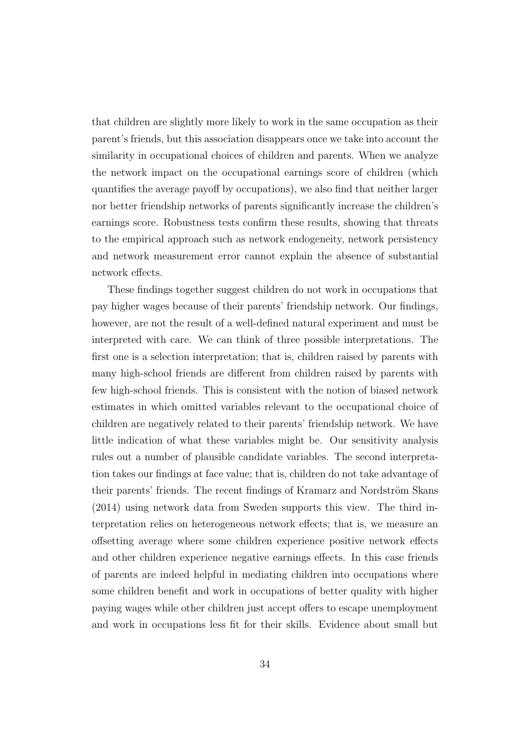that children are slightly more likely to work in the same occupation as their parent's friends, but this association disappears once we take into account the similarity in occupational choices of children and parents. When we analyze the network impact on the occupational earnings score of children (which quantifies the average payoff by occupations), we also find that neither larger nor better friendship networks of parents significantly increase the children's earnings score. Robustness tests confirm these results, showing that threats to the empirical approach such as network endogeneity, network persistency and network measurement error cannot explain the absence of substantial network effects.

These findings together suggest children do not work in occupations that pay higher wages because of their parents' friendship network. Our findings, however, are not the result of a well-defined natural experiment and must be interpreted with care. We can think of three possible interpretations. The first one is a selection interpretation; that is, children raised by parents with many high-school friends are different from children raised by parents with few high-school friends. This is consistent with the notion of biased network estimates in which omitted variables relevant to the occupational choice of children are negatively related to their parents' friendship network. We have little indication of what these variables might be. Our sensitivity analysis rules out a number of plausible candidate variables. The second interpretation takes our findings at face value; that is, children do not take advantage of their parents' friends. The recent findings of Kramarz and Nordström Skans (2014) using network data from Sweden supports this view. The third interpretation relies on heterogeneous network effects; that is, we measure an offsetting average where some children experience positive network effects and other children experience negative earnings effects. In this case friends of parents are indeed helpful in mediating children into occupations where some children benefit and work in occupations of better quality with higher paying wages while other children just accept offers to escape unemployment and work in occupations less fit for their skills. Evidence about small but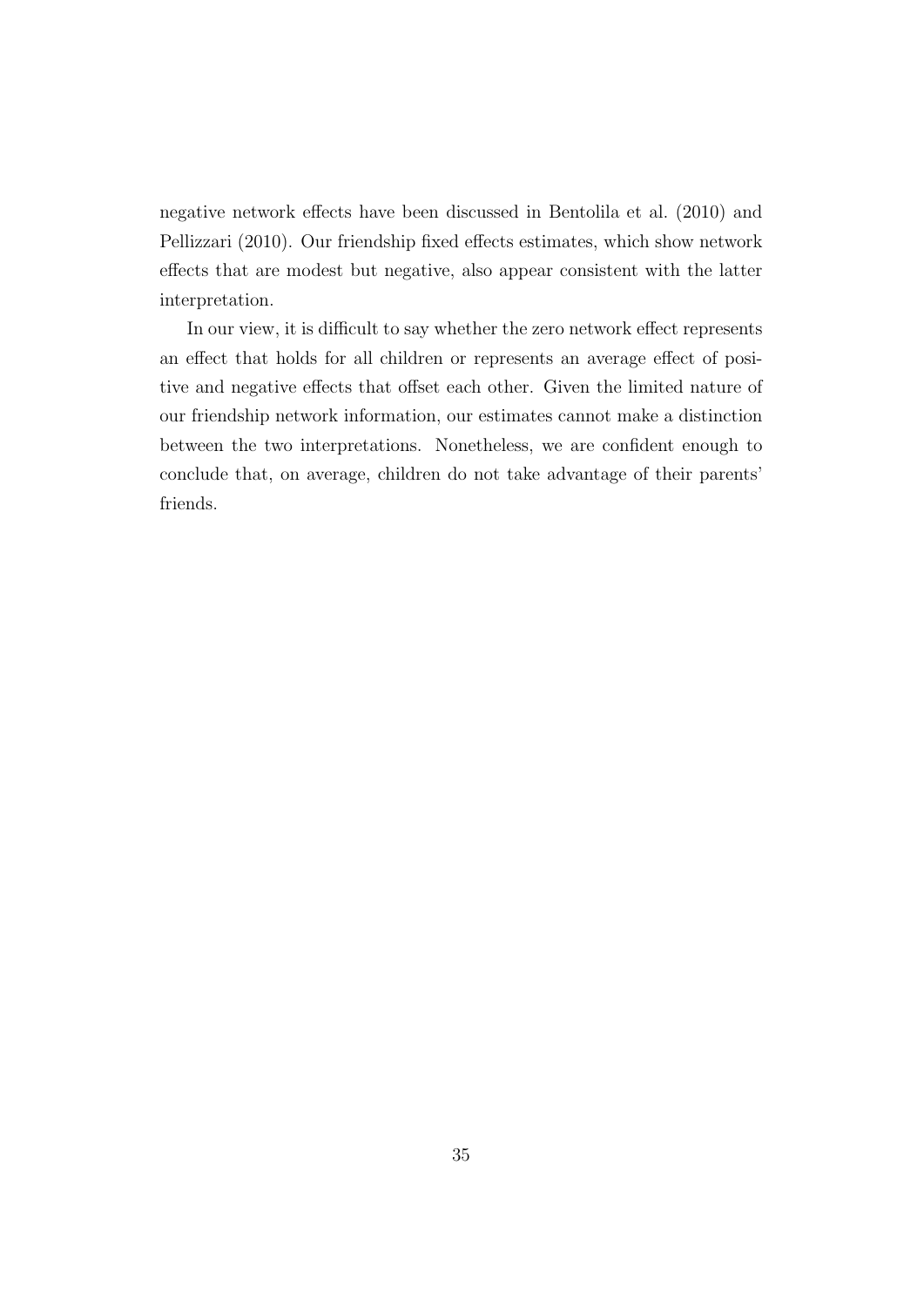negative network effects have been discussed in Bentolila et al. (2010) and Pellizzari (2010). Our friendship fixed effects estimates, which show network effects that are modest but negative, also appear consistent with the latter interpretation.

In our view, it is difficult to say whether the zero network effect represents an effect that holds for all children or represents an average effect of positive and negative effects that offset each other. Given the limited nature of our friendship network information, our estimates cannot make a distinction between the two interpretations. Nonetheless, we are confident enough to conclude that, on average, children do not take advantage of their parents' friends.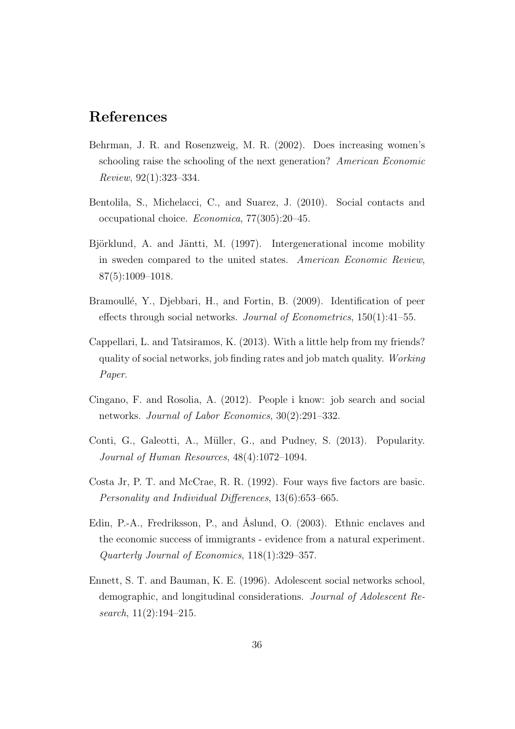# References

Behrman, J. R. and Rosenzweig, M. R. (2002). Does increasing women's schooling raise the schooling of the next generation? *American Economic Review*, 92(1):323–334.

Bentolila, S., Michelacci, C., and Suarez, J. (2010). Social contacts and occupational choice. *Economica*, 77(305):20–45.

Björklund, A. and Jäntti, M. (1997). Intergenerational income mobility in sweden compared to the united states. *American Economic Review*, 87(5):1009–1018.

Bramoullé, Y., Djebbari, H., and Fortin, B. (2009). Identification of peer effects through social networks. *Journal of Econometrics*, 150(1):41–55.

Cappellari, L. and Tatsiramos, K. (2013). With a little help from my friends? quality of social networks, job finding rates and job match quality. *Working Paper*.

Cingano, F. and Rosolia, A. (2012). People i know: job search and social networks. *Journal of Labor Economics*, 30(2):291–332.

Conti, G., Galeotti, A., Müller, G., and Pudney, S. (2013). Popularity. *Journal of Human Resources*, 48(4):1072–1094.

Costa Jr, P. T. and McCrae, R. R. (1992). Four ways five factors are basic. *Personality and Individual Differences*, 13(6):653–665.

Edin, P.-A., Fredriksson, P., and Åslund, O. (2003). Ethnic enclaves and the economic success of immigrants - evidence from a natural experiment. *Quarterly Journal of Economics*, 118(1):329–357.

Ennett, S. T. and Bauman, K. E. (1996). Adolescent social networks school, demographic, and longitudinal considerations. *Journal of Adolescent Research*, 11(2):194–215.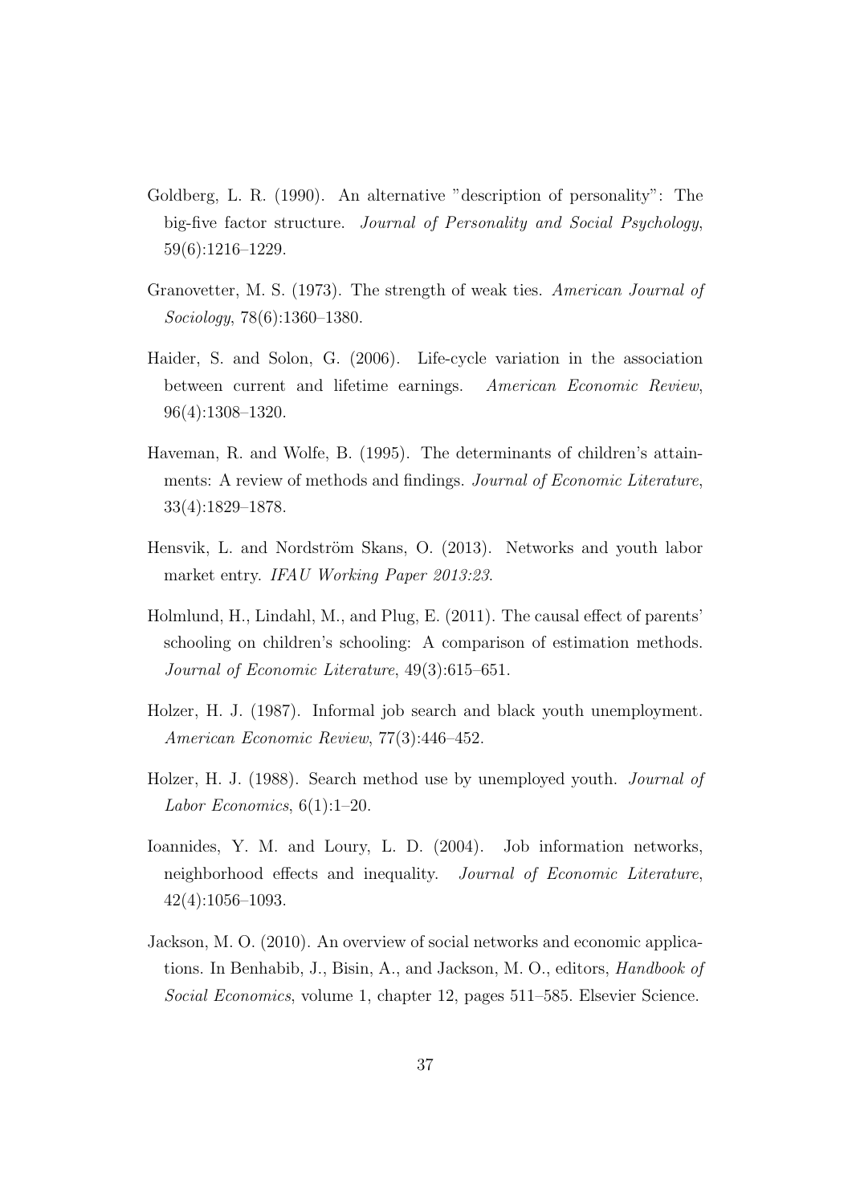Goldberg, L. R. (1990). An alternative "description of personality": The big-five factor structure. *Journal of Personality and Social Psychology*, 59(6):1216–1229.

Granovetter, M. S. (1973). The strength of weak ties. *American Journal of Sociology*, 78(6):1360–1380.

Haider, S. and Solon, G. (2006). Life-cycle variation in the association between current and lifetime earnings. *American Economic Review*, 96(4):1308–1320.

Haveman, R. and Wolfe, B. (1995). The determinants of children's attainments: A review of methods and findings. *Journal of Economic Literature*, 33(4):1829–1878.

Hensvik, L. and Nordström Skans, O. (2013). Networks and youth labor market entry. *IFAU Working Paper 2013:23*.

Holmlund, H., Lindahl, M., and Plug, E. (2011). The causal effect of parents' schooling on children's schooling: A comparison of estimation methods. *Journal of Economic Literature*, 49(3):615–651.

Holzer, H. J. (1987). Informal job search and black youth unemployment. *American Economic Review*, 77(3):446–452.

Holzer, H. J. (1988). Search method use by unemployed youth. *Journal of Labor Economics*, 6(1):1–20.

Ioannides, Y. M. and Loury, L. D. (2004). Job information networks, neighborhood effects and inequality. *Journal of Economic Literature*, 42(4):1056–1093.

Jackson, M. O. (2010). An overview of social networks and economic applications. In Benhabib, J., Bisin, A., and Jackson, M. O., editors, *Handbook of Social Economics*, volume 1, chapter 12, pages 511–585. Elsevier Science.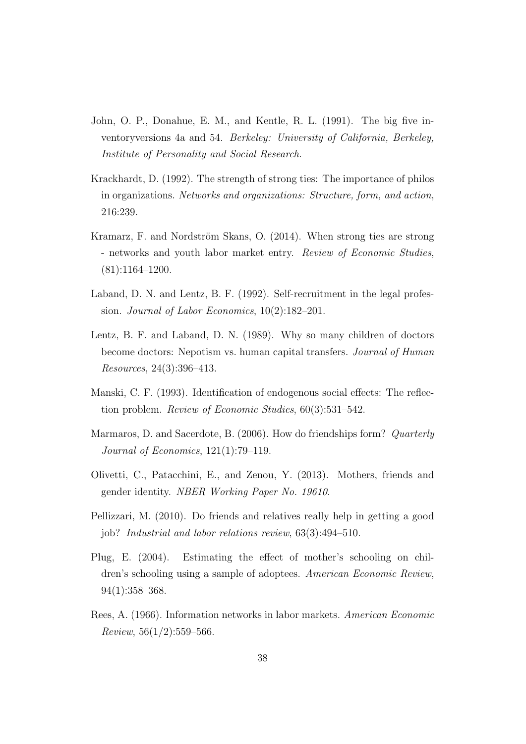John, O. P., Donahue, E. M., and Kentle, R. L. (1991). The big five inventoryversions 4a and 54. *Berkeley: University of California, Berkeley, Institute of Personality and Social Research*.

Krackhardt, D. (1992). The strength of strong ties: The importance of philos in organizations. *Networks and organizations: Structure, form, and action*, 216:239.

Kramarz, F. and Nordström Skans, O. (2014). When strong ties are strong - networks and youth labor market entry. *Review of Economic Studies*, (81):1164–1200.

Laband, D. N. and Lentz, B. F. (1992). Self-recruitment in the legal profession. *Journal of Labor Economics*, 10(2):182–201.

Lentz, B. F. and Laband, D. N. (1989). Why so many children of doctors become doctors: Nepotism vs. human capital transfers. *Journal of Human Resources*, 24(3):396–413.

Manski, C. F. (1993). Identification of endogenous social effects: The reflection problem. *Review of Economic Studies*, 60(3):531–542.

Marmaros, D. and Sacerdote, B. (2006). How do friendships form? *Quarterly Journal of Economics*, 121(1):79–119.

Olivetti, C., Patacchini, E., and Zenou, Y. (2013). Mothers, friends and gender identity. *NBER Working Paper No. 19610*.

Pellizzari, M. (2010). Do friends and relatives really help in getting a good job? *Industrial and labor relations review*, 63(3):494–510.

Plug, E. (2004). Estimating the effect of mother's schooling on children's schooling using a sample of adoptees. *American Economic Review*, 94(1):358–368.

Rees, A. (1966). Information networks in labor markets. *American Economic Review*, 56(1/2):559–566.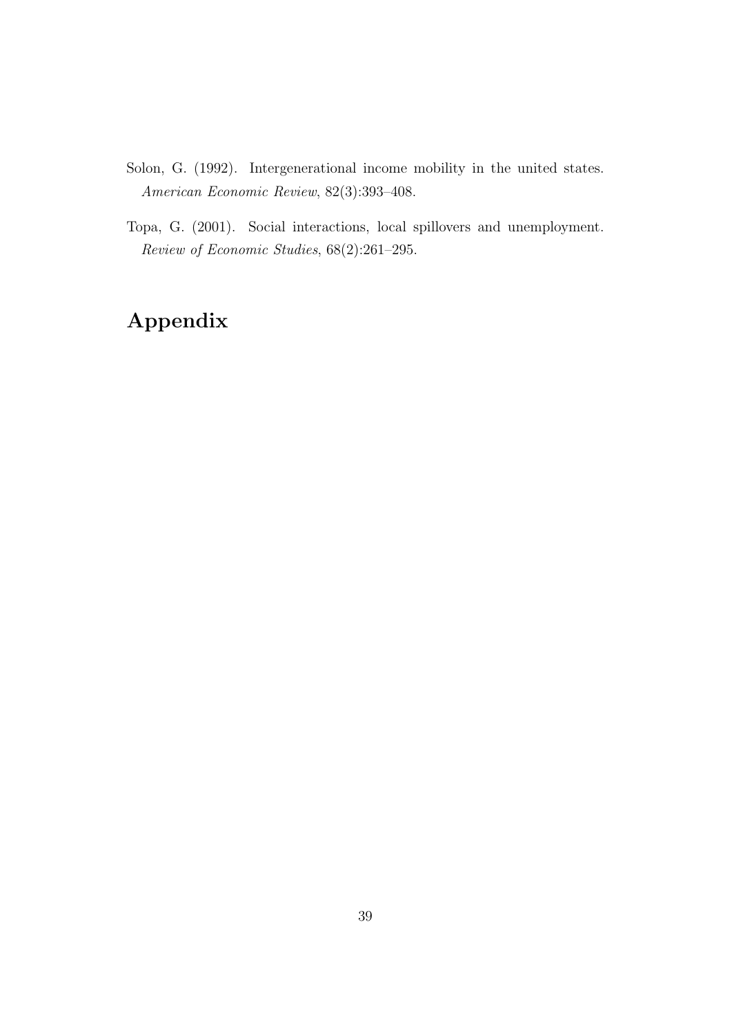Solon, G. (1992). Intergenerational income mobility in the united states. *American Economic Review*, 82(3):393–408.

Topa, G. (2001). Social interactions, local spillovers and unemployment. *Review of Economic Studies*, 68(2):261–295.

# Appendix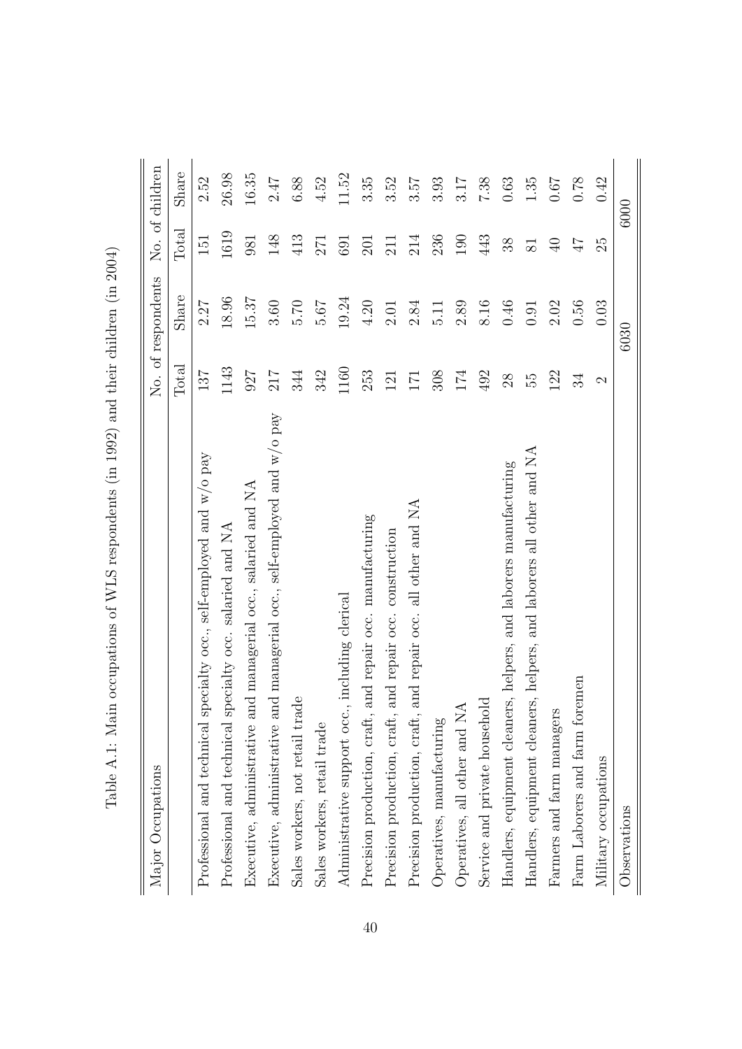Table A.1: Main occupations of WLS respondents (in 1992) and their children (in 2004)

| Major Occupations | No. of respondents | | No. of children | |
|---|---|---|---|---|
| | Total | Share | Total | Share |
| Professional and technical specialty occ., self-employed and w/o pay | 137 | 2.27 | 151 | 2.52 |
| Professional and technical specialty occ. salaried and NA | 1143 | 18.96 | 1619 | 26.98 |
| Executive, administrative and managerial occ., salaried and NA | 927 | 15.37 | 981 | 16.35 |
| Executive, administrative and managerial occ., self-employed and w/o pay | 217 | 3.60 | 148 | 2.47 |
| Sales workers, not retail trade | 344 | 5.70 | 413 | 6.88 |
| Sales workers, retail trade | 342 | 5.67 | 271 | 4.52 |
| Administrative support occ., including clerical | 1160 | 19.24 | 691 | 11.52 |
| Precision production, craft, and repair occ. manufacturing | 253 | 4.20 | 201 | 3.35 |
| Precision production, craft, and repair occ. construction | 121 | 2.01 | 211 | 3.52 |
| Precision production, craft, and repair occ. all other and NA | 171 | 2.84 | 214 | 3.57 |
| Operatives, manufacturing | 308 | 5.11 | 236 | 3.93 |
| Operatives, all other and NA | 174 | 2.89 | 190 | 3.17 |
| Service and private household | 492 | 8.16 | 443 | 7.38 |
| Handlers, equipment cleaners, helpers, and laborers manufacturing | 28 | 0.46 | 38 | 0.63 |
| Handlers, equipment cleaners, helpers, and laborers all other and NA | 55 | 0.91 | 81 | 1.35 |
| Farmers and farm managers | 122 | 2.02 | 40 | 0.67 |
| Farm Laborers and farm foremen | 34 | 0.56 | 47 | 0.78 |
| Military occupations | 2 | 0.03 | 25 | 0.42 |
| Observations | 6030 | | 6000 | |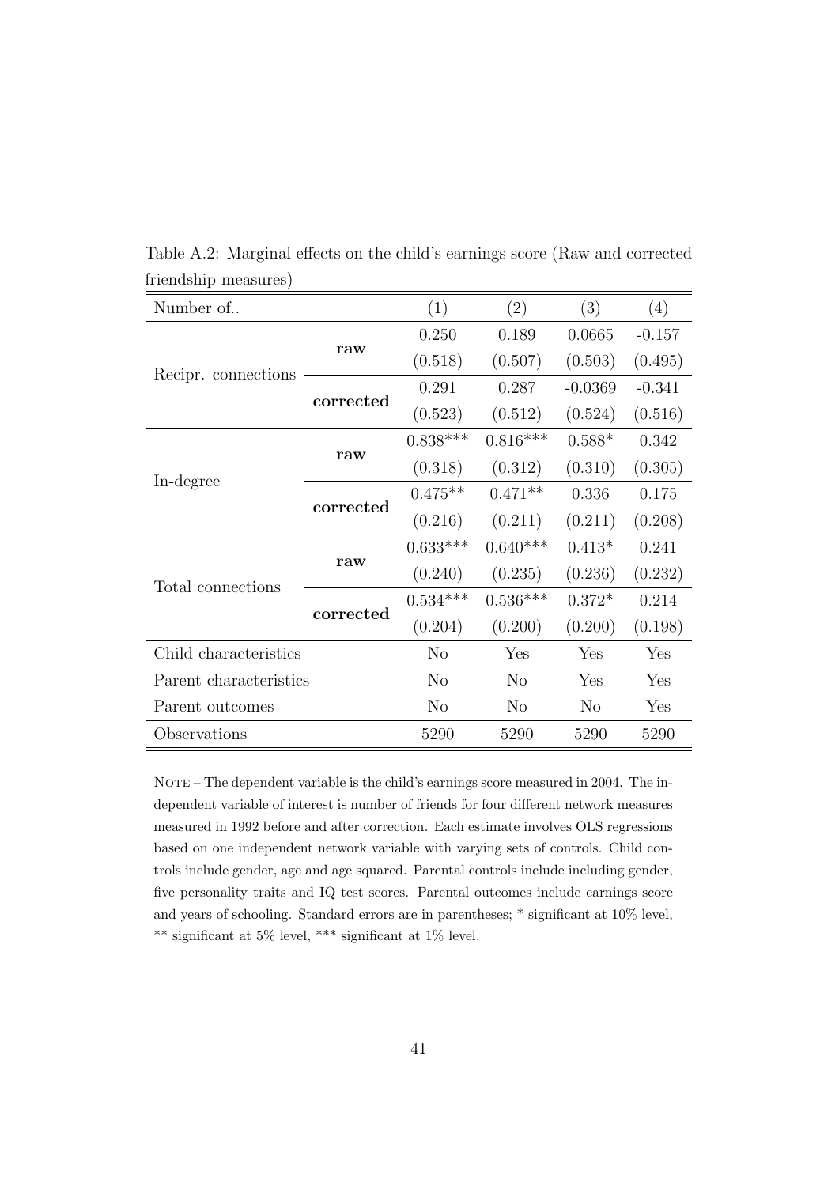Table A.2: Marginal effects on the child's earnings score (Raw and corrected friendship measures)

| Number of.. | | (1) | (2) | (3) | (4) |
|---|---|---|---|---|---|
| Recipr. connections | **raw** | 0.250 | 0.189 | 0.0665 | -0.157 |
| | | (0.518) | (0.507) | (0.503) | (0.495) |
| | **corrected** | 0.291 | 0.287 | -0.0369 | -0.341 |
| | | (0.523) | (0.512) | (0.524) | (0.516) |
| In-degree | **raw** | 0.838*** | 0.816*** | 0.588* | 0.342 |
| | | (0.318) | (0.312) | (0.310) | (0.305) |
| | **corrected** | 0.475** | 0.471** | 0.336 | 0.175 |
| | | (0.216) | (0.211) | (0.211) | (0.208) |
| Total connections | **raw** | 0.633*** | 0.640*** | 0.413* | 0.241 |
| | | (0.240) | (0.235) | (0.236) | (0.232) |
| | **corrected** | 0.534*** | 0.536*** | 0.372* | 0.214 |
| | | (0.204) | (0.200) | (0.200) | (0.198) |
| Child characteristics | | No | Yes | Yes | Yes |
| Parent characteristics | | No | No | Yes | Yes |
| Parent outcomes | | No | No | No | Yes |
| Observations | | 5290 | 5290 | 5290 | 5290 |

NOTE – The dependent variable is the child's earnings score measured in 2004. The independent variable of interest is number of friends for four different network measures measured in 1992 before and after correction. Each estimate involves OLS regressions based on one independent network variable with varying sets of controls. Child controls include gender, age and age squared. Parental controls include including gender, five personality traits and IQ test scores. Parental outcomes include earnings score and years of schooling. Standard errors are in parentheses; * significant at 10% level, ** significant at 5% level, *** significant at 1% level.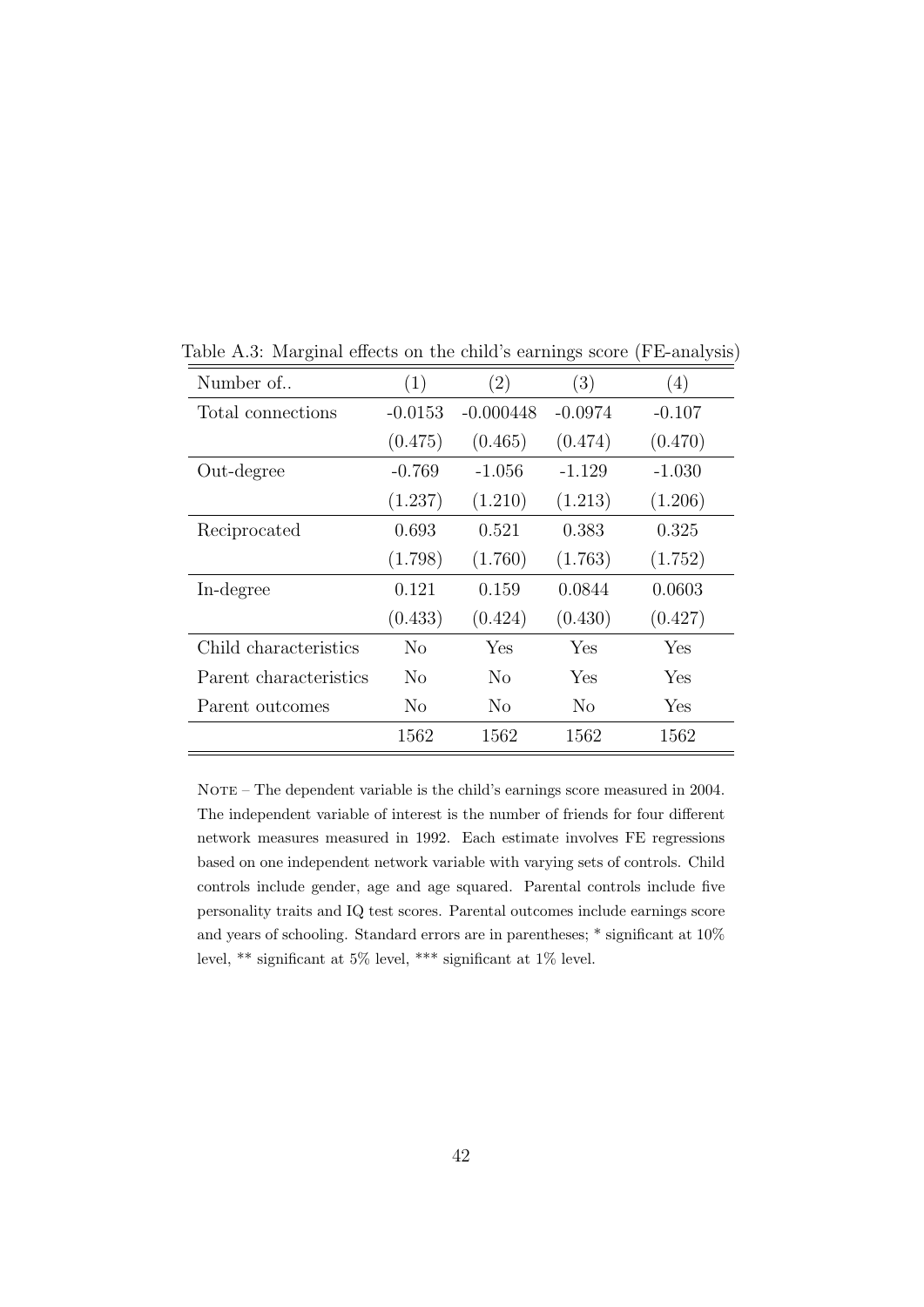Table A.3: Marginal effects on the child's earnings score (FE-analysis)

| Number of.. | (1) | (2) | (3) | (4) |
|---|---|---|---|---|
| Total connections | -0.0153 | -0.000448 | -0.0974 | -0.107 |
| | (0.475) | (0.465) | (0.474) | (0.470) |
| Out-degree | -0.769 | -1.056 | -1.129 | -1.030 |
| | (1.237) | (1.210) | (1.213) | (1.206) |
| Reciprocated | 0.693 | 0.521 | 0.383 | 0.325 |
| | (1.798) | (1.760) | (1.763) | (1.752) |
| In-degree | 0.121 | 0.159 | 0.0844 | 0.0603 |
| | (0.433) | (0.424) | (0.430) | (0.427) |
| Child characteristics | No | Yes | Yes | Yes |
| Parent characteristics | No | No | Yes | Yes |
| Parent outcomes | No | No | No | Yes |
| | 1562 | 1562 | 1562 | 1562 |

NOTE – The dependent variable is the child's earnings score measured in 2004. The independent variable of interest is the number of friends for four different network measures measured in 1992. Each estimate involves FE regressions based on one independent network variable with varying sets of controls. Child controls include gender, age and age squared. Parental controls include five personality traits and IQ test scores. Parental outcomes include earnings score and years of schooling. Standard errors are in parentheses; * significant at 10% level, ** significant at 5% level, *** significant at 1% level.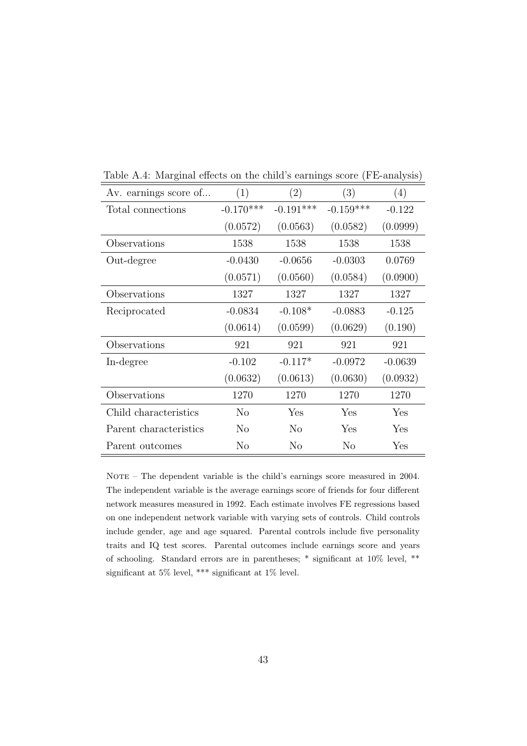Table A.4: Marginal effects on the child's earnings score (FE-analysis)

| Av. earnings score of... | (1) | (2) | (3) | (4) |
|---|---|---|---|---|
| Total connections | -0.170*** | -0.191*** | -0.159*** | -0.122 |
| | (0.0572) | (0.0563) | (0.0582) | (0.0999) |
| Observations | 1538 | 1538 | 1538 | 1538 |
| Out-degree | -0.0430 | -0.0656 | -0.0303 | 0.0769 |
| | (0.0571) | (0.0560) | (0.0584) | (0.0900) |
| Observations | 1327 | 1327 | 1327 | 1327 |
| Reciprocated | -0.0834 | -0.108* | -0.0883 | -0.125 |
| | (0.0614) | (0.0599) | (0.0629) | (0.190) |
| Observations | 921 | 921 | 921 | 921 |
| In-degree | -0.102 | -0.117* | -0.0972 | -0.0639 |
| | (0.0632) | (0.0613) | (0.0630) | (0.0932) |
| Observations | 1270 | 1270 | 1270 | 1270 |
| Child characteristics | No | Yes | Yes | Yes |
| Parent characteristics | No | No | Yes | Yes |
| Parent outcomes | No | No | No | Yes |

NOTE – The dependent variable is the child's earnings score measured in 2004. The independent variable is the average earnings score of friends for four different network measures measured in 1992. Each estimate involves FE regressions based on one independent network variable with varying sets of controls. Child controls include gender, age and age squared. Parental controls include five personality traits and IQ test scores. Parental outcomes include earnings score and years of schooling. Standard errors are in parentheses; * significant at 10% level, ** significant at 5% level, *** significant at 1% level.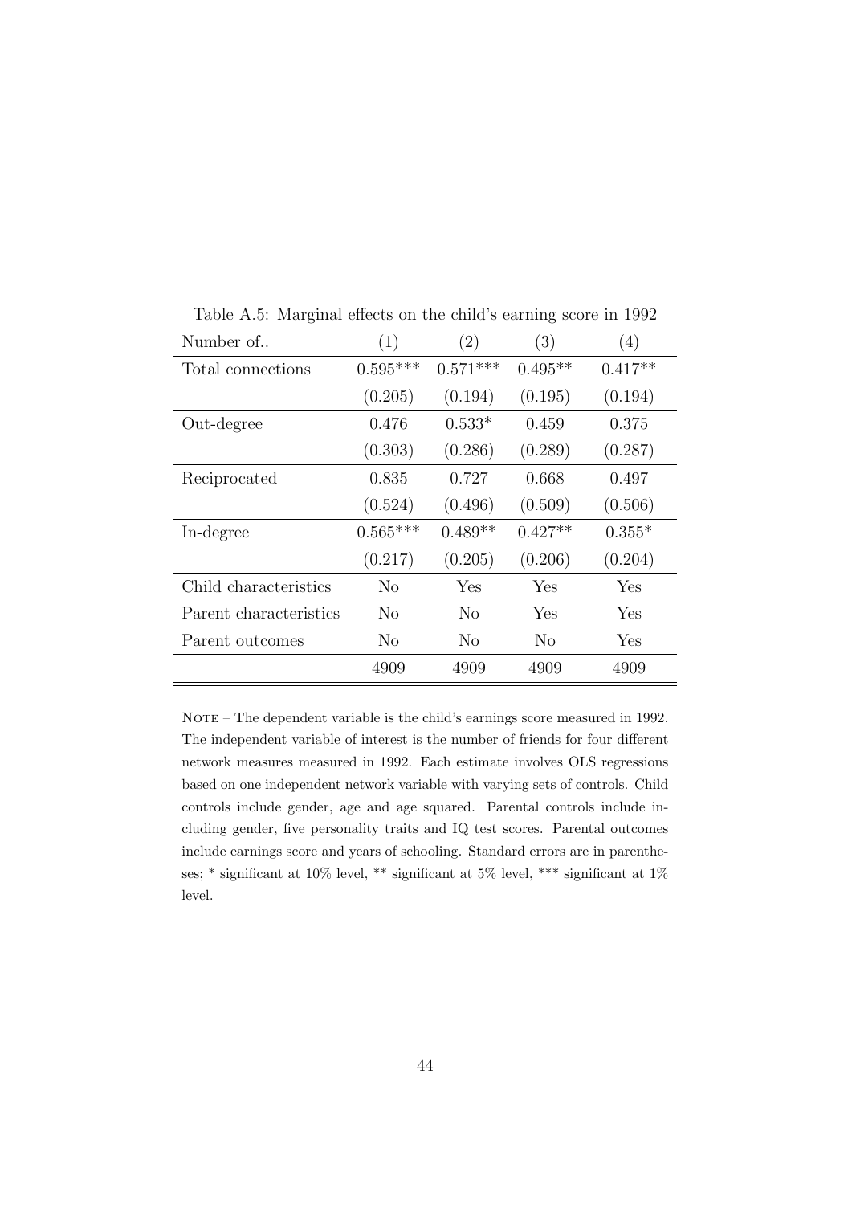Table A.5: Marginal effects on the child's earning score in 1992

| Number of.. | (1) | (2) | (3) | (4) |
|---|---|---|---|---|
| Total connections | 0.595*** | 0.571*** | 0.495** | 0.417** |
| | (0.205) | (0.194) | (0.195) | (0.194) |
| Out-degree | 0.476 | 0.533* | 0.459 | 0.375 |
| | (0.303) | (0.286) | (0.289) | (0.287) |
| Reciprocated | 0.835 | 0.727 | 0.668 | 0.497 |
| | (0.524) | (0.496) | (0.509) | (0.506) |
| In-degree | 0.565*** | 0.489** | 0.427** | 0.355* |
| | (0.217) | (0.205) | (0.206) | (0.204) |
| Child characteristics | No | Yes | Yes | Yes |
| Parent characteristics | No | No | Yes | Yes |
| Parent outcomes | No | No | No | Yes |
| | 4909 | 4909 | 4909 | 4909 |

NOTE – The dependent variable is the child's earnings score measured in 1992. The independent variable of interest is the number of friends for four different network measures measured in 1992. Each estimate involves OLS regressions based on one independent network variable with varying sets of controls. Child controls include gender, age and age squared. Parental controls include including gender, five personality traits and IQ test scores. Parental outcomes include earnings score and years of schooling. Standard errors are in parentheses; * significant at 10% level, ** significant at 5% level, *** significant at 1% level.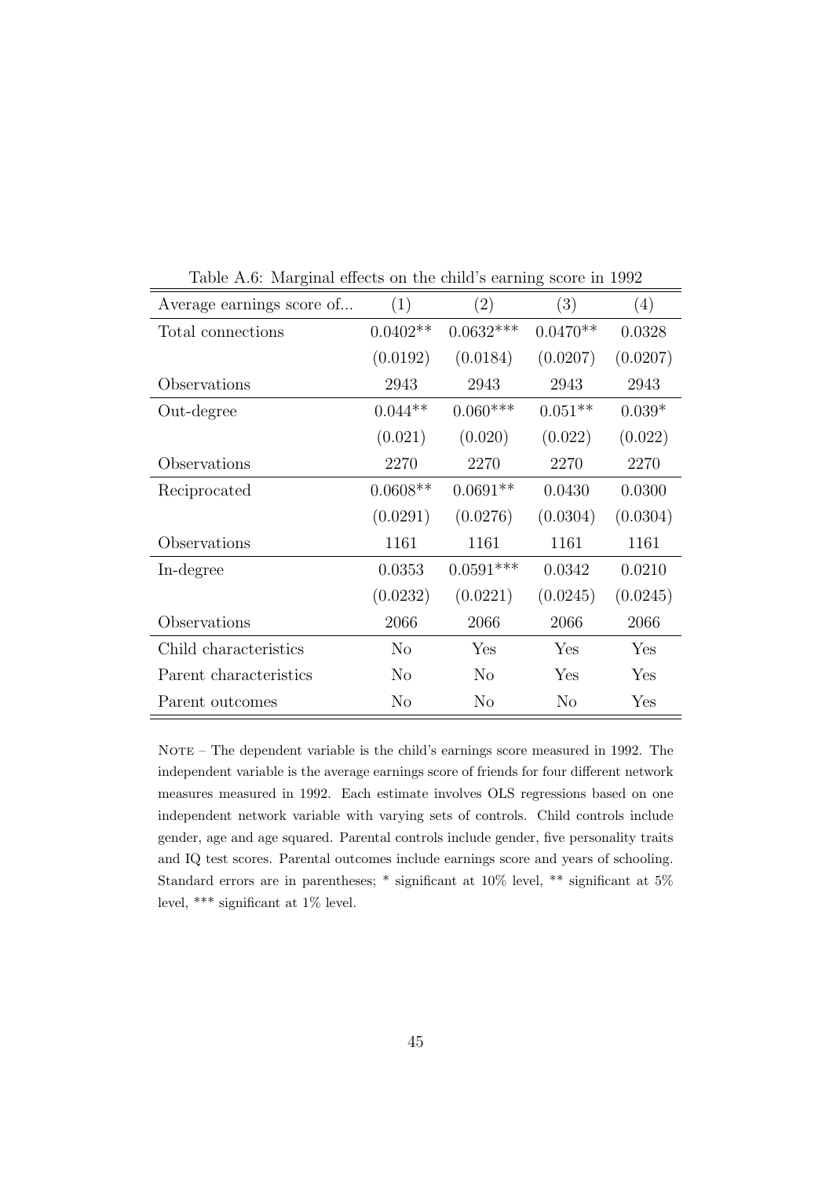Table A.6: Marginal effects on the child's earning score in 1992

| Average earnings score of... | (1) | (2) | (3) | (4) |
|---|---|---|---|---|
| Total connections | 0.0402** | 0.0632*** | 0.0470** | 0.0328 |
| | (0.0192) | (0.0184) | (0.0207) | (0.0207) |
| Observations | 2943 | 2943 | 2943 | 2943 |
| Out-degree | 0.044** | 0.060*** | 0.051** | 0.039* |
| | (0.021) | (0.020) | (0.022) | (0.022) |
| Observations | 2270 | 2270 | 2270 | 2270 |
| Reciprocated | 0.0608** | 0.0691** | 0.0430 | 0.0300 |
| | (0.0291) | (0.0276) | (0.0304) | (0.0304) |
| Observations | 1161 | 1161 | 1161 | 1161 |
| In-degree | 0.0353 | 0.0591*** | 0.0342 | 0.0210 |
| | (0.0232) | (0.0221) | (0.0245) | (0.0245) |
| Observations | 2066 | 2066 | 2066 | 2066 |
| Child characteristics | No | Yes | Yes | Yes |
| Parent characteristics | No | No | Yes | Yes |
| Parent outcomes | No | No | No | Yes |

NOTE – The dependent variable is the child's earnings score measured in 1992. The independent variable is the average earnings score of friends for four different network measures measured in 1992. Each estimate involves OLS regressions based on one independent network variable with varying sets of controls. Child controls include gender, age and age squared. Parental controls include gender, five personality traits and IQ test scores. Parental outcomes include earnings score and years of schooling. Standard errors are in parentheses; * significant at 10% level, ** significant at 5% level, *** significant at 1% level.